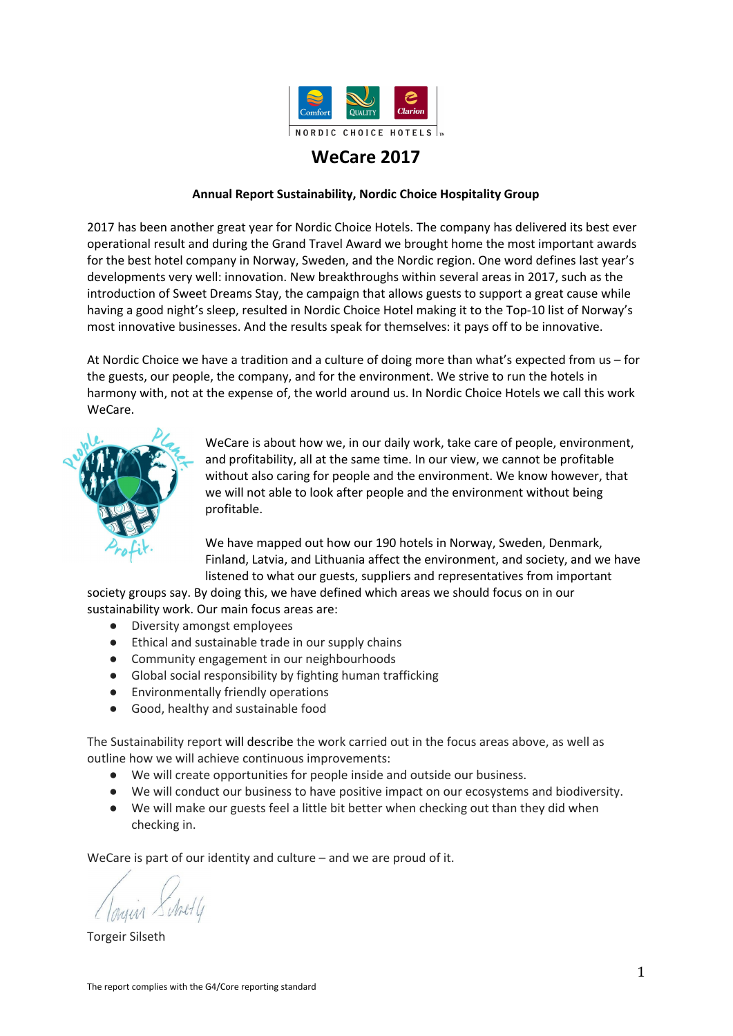# WeCare 2017

**Annual Report Sustainability, Nordic Choice Hospitality Group**

2017 has been another great year for Nordic Choice Hotels. The company has delivered its best ever operational result and during the Grand Travel Award we brought home the most important awards for the best hotel company in Norway, Sweden, and the Nordic region. One word defines last year's developments very well: innovation. New breakthroughs within several areas in 2017, such as the introduction of Sweet Dreams Stay, the campaign that allows guests to support a great cause while having a good night's sleep, resulted in Nordic Choice Hotel making it to the Top-10 list of Norway's most innovative businesses. And the results speak for themselves: it pays off to be innovative.

At Nordic Choice we have a tradition and a culture of doing more than what's expected from us – for the guests, our people, the company, and for the environment. We strive to run the hotels in harmony with, not at the expense of, the world around us. In Nordic Choice Hotels we call this work WeCare.

WeCare is about how we, in our daily work, take care of people, environment, and profitability, all at the same time. In our view, we cannot be profitable without also caring for people and the environment. We know however, that we will not able to look after people and the environment without being profitable.

We have mapped out how our 190 hotels in Norway, Sweden, Denmark, Finland, Latvia, and Lithuania affect the environment, and society, and we have listened to what our guests, suppliers and representatives from important society groups say. By doing this, we have defined which areas we should focus on in our sustainability work. Our main focus areas are:

- Diversity amongst employees
- Ethical and sustainable trade in our supply chains
- Community engagement in our neighbourhoods
- Global social responsibility by fighting human trafficking
- Environmentally friendly operations
- Good, healthy and sustainable food

The Sustainability report will describe the work carried out in the focus areas above, as well as outline how we will achieve continuous improvements:

- We will create opportunities for people inside and outside our business.
- We will conduct our business to have positive impact on our ecosystems and biodiversity.
- We will make our guests feel a little bit better when checking out than they did when checking in.

WeCare is part of our identity and culture – and we are proud of it.

Torgeir Silseth

The report complies with the G4/Core reporting standard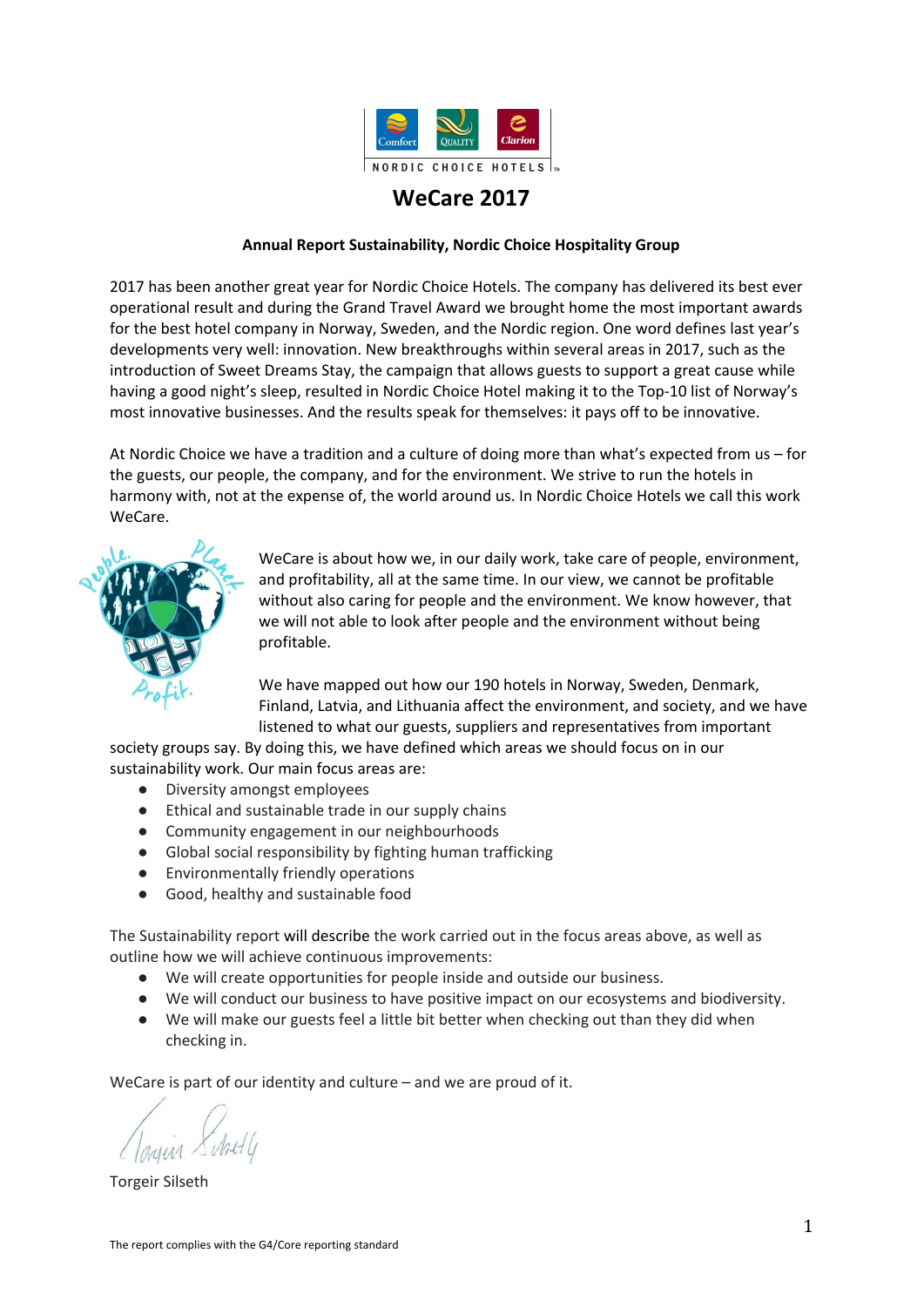# WeCare 2017

**Annual Report Sustainability, Nordic Choice Hospitality Group**

2017 has been another great year for Nordic Choice Hotels. The company has delivered its best ever operational result and during the Grand Travel Award we brought home the most important awards for the best hotel company in Norway, Sweden, and the Nordic region. One word defines last year's developments very well: innovation. New breakthroughs within several areas in 2017, such as the introduction of Sweet Dreams Stay, the campaign that allows guests to support a great cause while having a good night's sleep, resulted in Nordic Choice Hotel making it to the Top-10 list of Norway's most innovative businesses. And the results speak for themselves: it pays off to be innovative.

At Nordic Choice we have a tradition and a culture of doing more than what's expected from us – for the guests, our people, the company, and for the environment. We strive to run the hotels in harmony with, not at the expense of, the world around us. In Nordic Choice Hotels we call this work WeCare.

WeCare is about how we, in our daily work, take care of people, environment, and profitability, all at the same time. In our view, we cannot be profitable without also caring for people and the environment. We know however, that we will not able to look after people and the environment without being profitable.

We have mapped out how our 190 hotels in Norway, Sweden, Denmark, Finland, Latvia, and Lithuania affect the environment, and society, and we have listened to what our guests, suppliers and representatives from important society groups say. By doing this, we have defined which areas we should focus on in our sustainability work. Our main focus areas are:

- Diversity amongst employees
- Ethical and sustainable trade in our supply chains
- Community engagement in our neighbourhoods
- Global social responsibility by fighting human trafficking
- Environmentally friendly operations
- Good, healthy and sustainable food

The Sustainability report will describe the work carried out in the focus areas above, as well as outline how we will achieve continuous improvements:

- We will create opportunities for people inside and outside our business.
- We will conduct our business to have positive impact on our ecosystems and biodiversity.
- We will make our guests feel a little bit better when checking out than they did when checking in.

WeCare is part of our identity and culture – and we are proud of it.

Torgeir Silseth

The report complies with the G4/Core reporting standard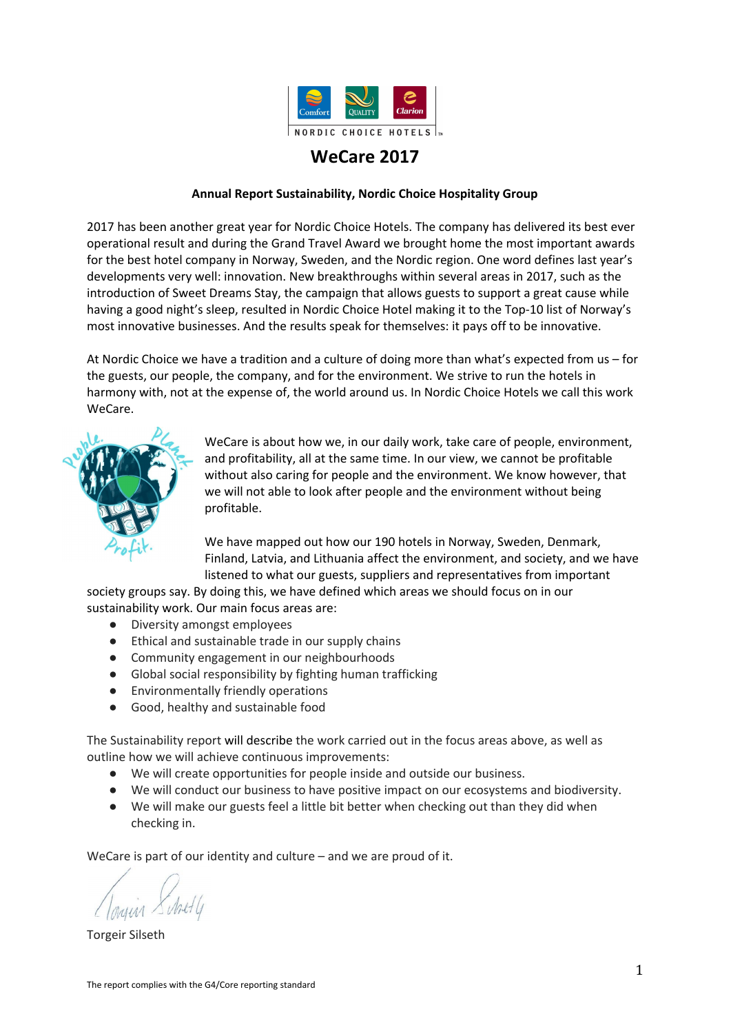# WeCare 2017

**Annual Report Sustainability, Nordic Choice Hospitality Group**

2017 has been another great year for Nordic Choice Hotels. The company has delivered its best ever operational result and during the Grand Travel Award we brought home the most important awards for the best hotel company in Norway, Sweden, and the Nordic region. One word defines last year's developments very well: innovation. New breakthroughs within several areas in 2017, such as the introduction of Sweet Dreams Stay, the campaign that allows guests to support a great cause while having a good night's sleep, resulted in Nordic Choice Hotel making it to the Top-10 list of Norway's most innovative businesses. And the results speak for themselves: it pays off to be innovative.

At Nordic Choice we have a tradition and a culture of doing more than what's expected from us – for the guests, our people, the company, and for the environment. We strive to run the hotels in harmony with, not at the expense of, the world around us. In Nordic Choice Hotels we call this work WeCare.

WeCare is about how we, in our daily work, take care of people, environment, and profitability, all at the same time. In our view, we cannot be profitable without also caring for people and the environment. We know however, that we will not able to look after people and the environment without being profitable.

We have mapped out how our 190 hotels in Norway, Sweden, Denmark, Finland, Latvia, and Lithuania affect the environment, and society, and we have listened to what our guests, suppliers and representatives from important society groups say. By doing this, we have defined which areas we should focus on in our sustainability work. Our main focus areas are:

- Diversity amongst employees
- Ethical and sustainable trade in our supply chains
- Community engagement in our neighbourhoods
- Global social responsibility by fighting human trafficking
- Environmentally friendly operations
- Good, healthy and sustainable food

The Sustainability report will describe the work carried out in the focus areas above, as well as outline how we will achieve continuous improvements:

- We will create opportunities for people inside and outside our business.
- We will conduct our business to have positive impact on our ecosystems and biodiversity.
- We will make our guests feel a little bit better when checking out than they did when checking in.

WeCare is part of our identity and culture – and we are proud of it.

Torgeir Silseth

The report complies with the G4/Core reporting standard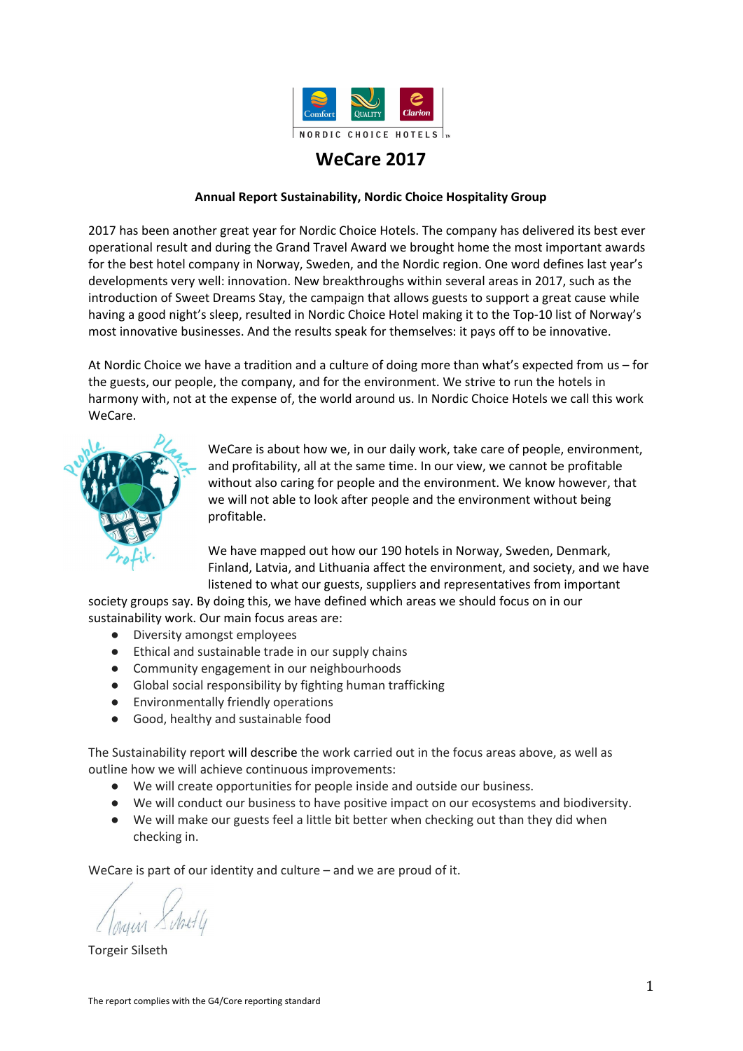# WeCare 2017

**Annual Report Sustainability, Nordic Choice Hospitality Group**

2017 has been another great year for Nordic Choice Hotels. The company has delivered its best ever operational result and during the Grand Travel Award we brought home the most important awards for the best hotel company in Norway, Sweden, and the Nordic region. One word defines last year's developments very well: innovation. New breakthroughs within several areas in 2017, such as the introduction of Sweet Dreams Stay, the campaign that allows guests to support a great cause while having a good night's sleep, resulted in Nordic Choice Hotel making it to the Top-10 list of Norway's most innovative businesses. And the results speak for themselves: it pays off to be innovative.

At Nordic Choice we have a tradition and a culture of doing more than what's expected from us – for the guests, our people, the company, and for the environment. We strive to run the hotels in harmony with, not at the expense of, the world around us. In Nordic Choice Hotels we call this work WeCare.

WeCare is about how we, in our daily work, take care of people, environment, and profitability, all at the same time. In our view, we cannot be profitable without also caring for people and the environment. We know however, that we will not able to look after people and the environment without being profitable.

We have mapped out how our 190 hotels in Norway, Sweden, Denmark, Finland, Latvia, and Lithuania affect the environment, and society, and we have listened to what our guests, suppliers and representatives from important society groups say. By doing this, we have defined which areas we should focus on in our sustainability work. Our main focus areas are:

- Diversity amongst employees
- Ethical and sustainable trade in our supply chains
- Community engagement in our neighbourhoods
- Global social responsibility by fighting human trafficking
- Environmentally friendly operations
- Good, healthy and sustainable food

The Sustainability report will describe the work carried out in the focus areas above, as well as outline how we will achieve continuous improvements:

- We will create opportunities for people inside and outside our business.
- We will conduct our business to have positive impact on our ecosystems and biodiversity.
- We will make our guests feel a little bit better when checking out than they did when checking in.

WeCare is part of our identity and culture – and we are proud of it.

Torgeir Silseth

The report complies with the G4/Core reporting standard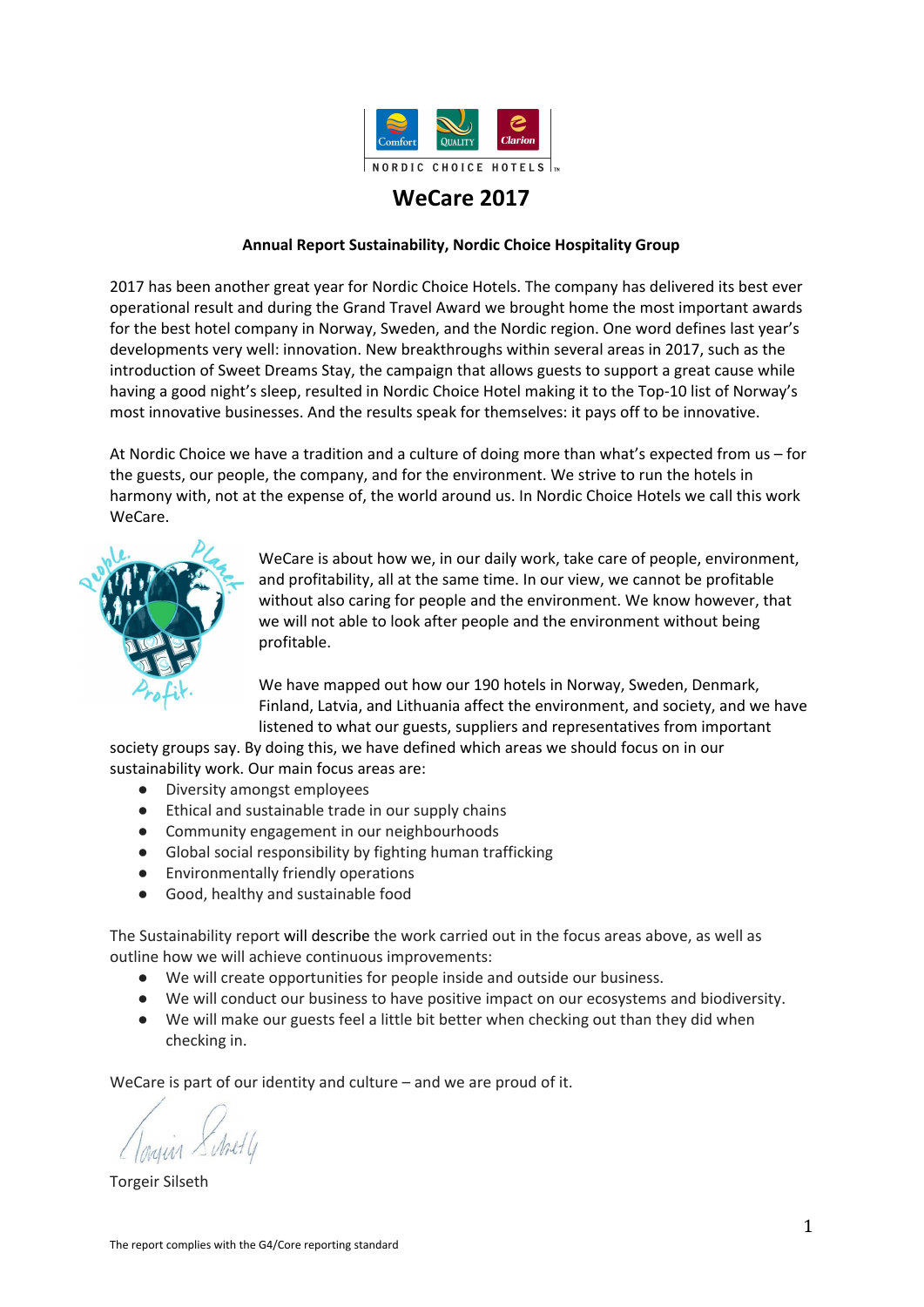# WeCare 2017

**Annual Report Sustainability, Nordic Choice Hospitality Group**

2017 has been another great year for Nordic Choice Hotels. The company has delivered its best ever operational result and during the Grand Travel Award we brought home the most important awards for the best hotel company in Norway, Sweden, and the Nordic region. One word defines last year's developments very well: innovation. New breakthroughs within several areas in 2017, such as the introduction of Sweet Dreams Stay, the campaign that allows guests to support a great cause while having a good night's sleep, resulted in Nordic Choice Hotel making it to the Top-10 list of Norway's most innovative businesses. And the results speak for themselves: it pays off to be innovative.

At Nordic Choice we have a tradition and a culture of doing more than what's expected from us – for the guests, our people, the company, and for the environment. We strive to run the hotels in harmony with, not at the expense of, the world around us. In Nordic Choice Hotels we call this work WeCare.

WeCare is about how we, in our daily work, take care of people, environment, and profitability, all at the same time. In our view, we cannot be profitable without also caring for people and the environment. We know however, that we will not able to look after people and the environment without being profitable.

We have mapped out how our 190 hotels in Norway, Sweden, Denmark, Finland, Latvia, and Lithuania affect the environment, and society, and we have listened to what our guests, suppliers and representatives from important society groups say. By doing this, we have defined which areas we should focus on in our sustainability work. Our main focus areas are:

- Diversity amongst employees
- Ethical and sustainable trade in our supply chains
- Community engagement in our neighbourhoods
- Global social responsibility by fighting human trafficking
- Environmentally friendly operations
- Good, healthy and sustainable food

The Sustainability report will describe the work carried out in the focus areas above, as well as outline how we will achieve continuous improvements:

- We will create opportunities for people inside and outside our business.
- We will conduct our business to have positive impact on our ecosystems and biodiversity.
- We will make our guests feel a little bit better when checking out than they did when checking in.

WeCare is part of our identity and culture – and we are proud of it.

Torgeir Silseth

The report complies with the G4/Core reporting standard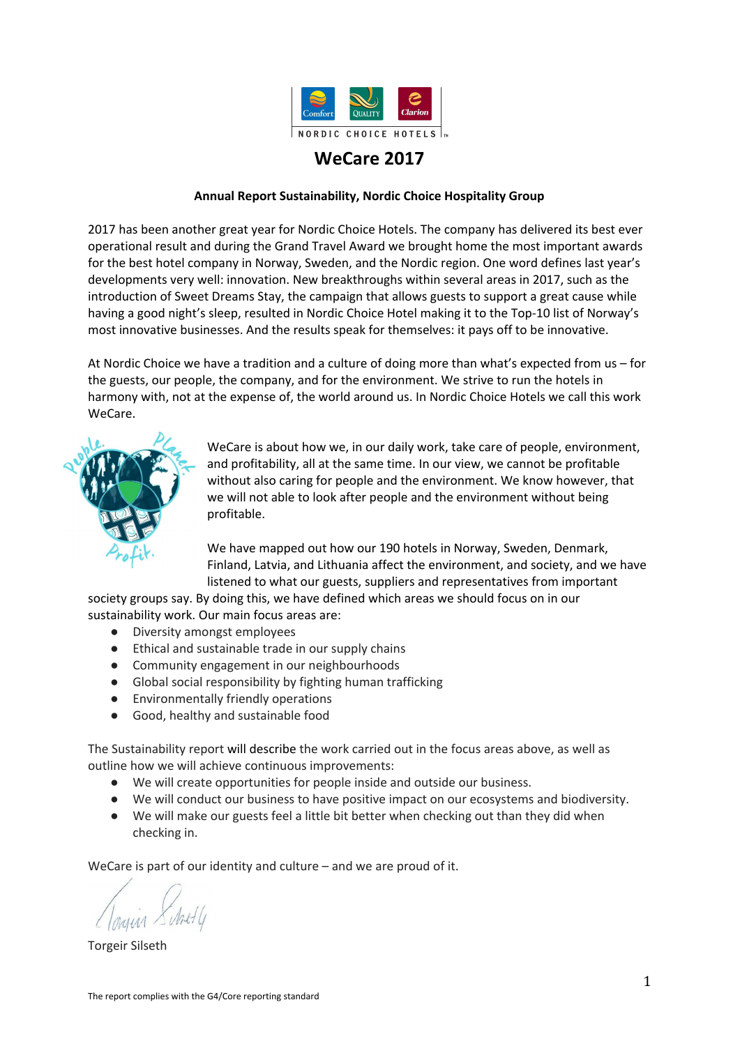# WeCare 2017

**Annual Report Sustainability, Nordic Choice Hospitality Group**

2017 has been another great year for Nordic Choice Hotels. The company has delivered its best ever operational result and during the Grand Travel Award we brought home the most important awards for the best hotel company in Norway, Sweden, and the Nordic region. One word defines last year's developments very well: innovation. New breakthroughs within several areas in 2017, such as the introduction of Sweet Dreams Stay, the campaign that allows guests to support a great cause while having a good night's sleep, resulted in Nordic Choice Hotel making it to the Top-10 list of Norway's most innovative businesses. And the results speak for themselves: it pays off to be innovative.

At Nordic Choice we have a tradition and a culture of doing more than what's expected from us – for the guests, our people, the company, and for the environment. We strive to run the hotels in harmony with, not at the expense of, the world around us. In Nordic Choice Hotels we call this work WeCare.

WeCare is about how we, in our daily work, take care of people, environment, and profitability, all at the same time. In our view, we cannot be profitable without also caring for people and the environment. We know however, that we will not able to look after people and the environment without being profitable.

We have mapped out how our 190 hotels in Norway, Sweden, Denmark, Finland, Latvia, and Lithuania affect the environment, and society, and we have listened to what our guests, suppliers and representatives from important society groups say. By doing this, we have defined which areas we should focus on in our sustainability work. Our main focus areas are:

- Diversity amongst employees
- Ethical and sustainable trade in our supply chains
- Community engagement in our neighbourhoods
- Global social responsibility by fighting human trafficking
- Environmentally friendly operations
- Good, healthy and sustainable food

The Sustainability report will describe the work carried out in the focus areas above, as well as outline how we will achieve continuous improvements:

- We will create opportunities for people inside and outside our business.
- We will conduct our business to have positive impact on our ecosystems and biodiversity.
- We will make our guests feel a little bit better when checking out than they did when checking in.

WeCare is part of our identity and culture – and we are proud of it.

Torgeir Silseth

The report complies with the G4/Core reporting standard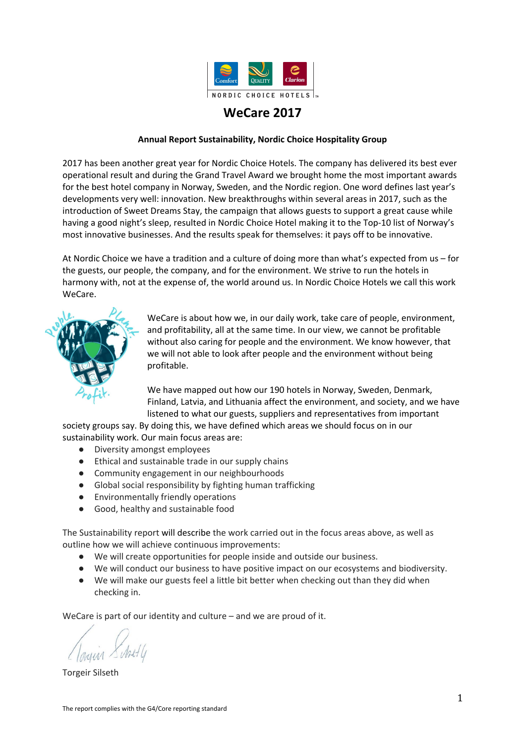# WeCare 2017

**Annual Report Sustainability, Nordic Choice Hospitality Group**

2017 has been another great year for Nordic Choice Hotels. The company has delivered its best ever operational result and during the Grand Travel Award we brought home the most important awards for the best hotel company in Norway, Sweden, and the Nordic region. One word defines last year's developments very well: innovation. New breakthroughs within several areas in 2017, such as the introduction of Sweet Dreams Stay, the campaign that allows guests to support a great cause while having a good night's sleep, resulted in Nordic Choice Hotel making it to the Top-10 list of Norway's most innovative businesses. And the results speak for themselves: it pays off to be innovative.

At Nordic Choice we have a tradition and a culture of doing more than what's expected from us – for the guests, our people, the company, and for the environment. We strive to run the hotels in harmony with, not at the expense of, the world around us. In Nordic Choice Hotels we call this work WeCare.

WeCare is about how we, in our daily work, take care of people, environment, and profitability, all at the same time. In our view, we cannot be profitable without also caring for people and the environment. We know however, that we will not able to look after people and the environment without being profitable.

We have mapped out how our 190 hotels in Norway, Sweden, Denmark, Finland, Latvia, and Lithuania affect the environment, and society, and we have listened to what our guests, suppliers and representatives from important society groups say. By doing this, we have defined which areas we should focus on in our sustainability work. Our main focus areas are:

- Diversity amongst employees
- Ethical and sustainable trade in our supply chains
- Community engagement in our neighbourhoods
- Global social responsibility by fighting human trafficking
- Environmentally friendly operations
- Good, healthy and sustainable food

The Sustainability report will describe the work carried out in the focus areas above, as well as outline how we will achieve continuous improvements:

- We will create opportunities for people inside and outside our business.
- We will conduct our business to have positive impact on our ecosystems and biodiversity.
- We will make our guests feel a little bit better when checking out than they did when checking in.

WeCare is part of our identity and culture – and we are proud of it.

Torgeir Silseth

The report complies with the G4/Core reporting standard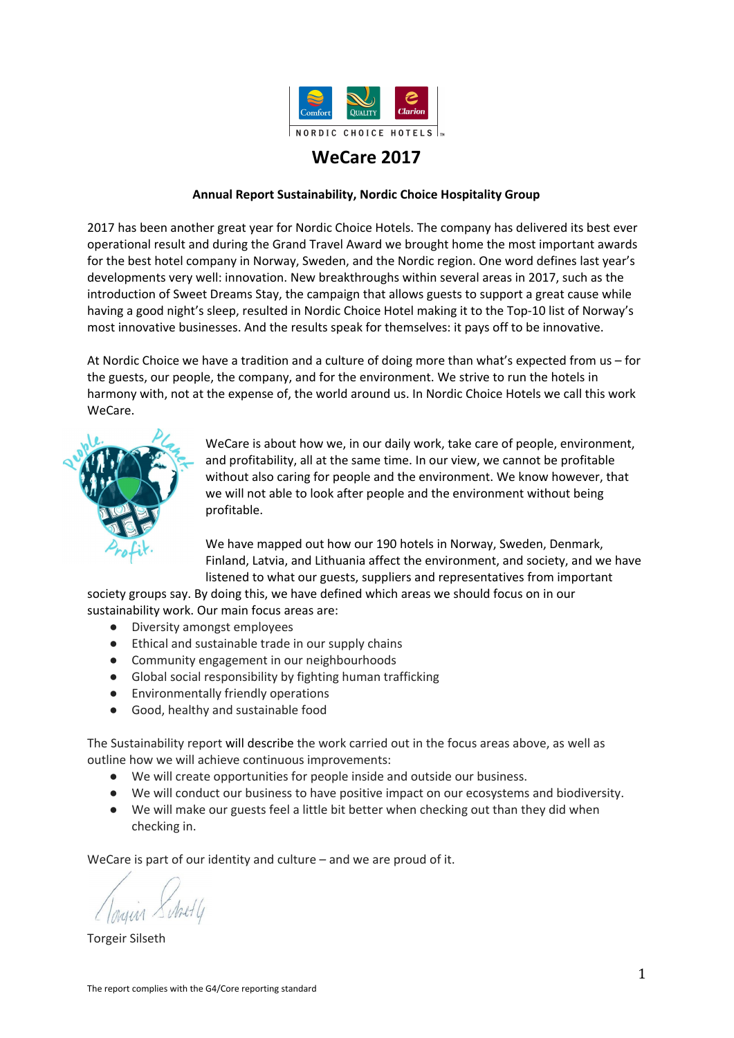# WeCare 2017

**Annual Report Sustainability, Nordic Choice Hospitality Group**

2017 has been another great year for Nordic Choice Hotels. The company has delivered its best ever operational result and during the Grand Travel Award we brought home the most important awards for the best hotel company in Norway, Sweden, and the Nordic region. One word defines last year's developments very well: innovation. New breakthroughs within several areas in 2017, such as the introduction of Sweet Dreams Stay, the campaign that allows guests to support a great cause while having a good night's sleep, resulted in Nordic Choice Hotel making it to the Top-10 list of Norway's most innovative businesses. And the results speak for themselves: it pays off to be innovative.

At Nordic Choice we have a tradition and a culture of doing more than what's expected from us – for the guests, our people, the company, and for the environment. We strive to run the hotels in harmony with, not at the expense of, the world around us. In Nordic Choice Hotels we call this work WeCare.

WeCare is about how we, in our daily work, take care of people, environment, and profitability, all at the same time. In our view, we cannot be profitable without also caring for people and the environment. We know however, that we will not able to look after people and the environment without being profitable.

We have mapped out how our 190 hotels in Norway, Sweden, Denmark, Finland, Latvia, and Lithuania affect the environment, and society, and we have listened to what our guests, suppliers and representatives from important society groups say. By doing this, we have defined which areas we should focus on in our sustainability work. Our main focus areas are:

- Diversity amongst employees
- Ethical and sustainable trade in our supply chains
- Community engagement in our neighbourhoods
- Global social responsibility by fighting human trafficking
- Environmentally friendly operations
- Good, healthy and sustainable food

The Sustainability report will describe the work carried out in the focus areas above, as well as outline how we will achieve continuous improvements:

- We will create opportunities for people inside and outside our business.
- We will conduct our business to have positive impact on our ecosystems and biodiversity.
- We will make our guests feel a little bit better when checking out than they did when checking in.

WeCare is part of our identity and culture – and we are proud of it.

Torgeir Silseth

The report complies with the G4/Core reporting standard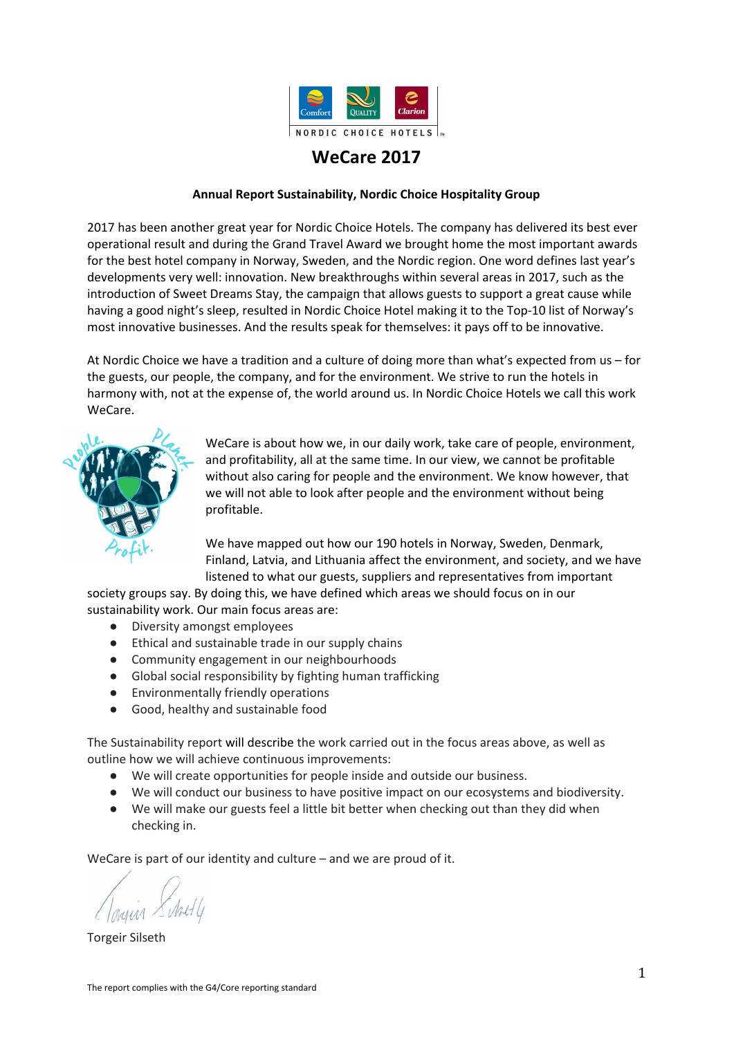# WeCare 2017

**Annual Report Sustainability, Nordic Choice Hospitality Group**

2017 has been another great year for Nordic Choice Hotels. The company has delivered its best ever operational result and during the Grand Travel Award we brought home the most important awards for the best hotel company in Norway, Sweden, and the Nordic region. One word defines last year's developments very well: innovation. New breakthroughs within several areas in 2017, such as the introduction of Sweet Dreams Stay, the campaign that allows guests to support a great cause while having a good night's sleep, resulted in Nordic Choice Hotel making it to the Top-10 list of Norway's most innovative businesses. And the results speak for themselves: it pays off to be innovative.

At Nordic Choice we have a tradition and a culture of doing more than what's expected from us – for the guests, our people, the company, and for the environment. We strive to run the hotels in harmony with, not at the expense of, the world around us. In Nordic Choice Hotels we call this work WeCare.

WeCare is about how we, in our daily work, take care of people, environment, and profitability, all at the same time. In our view, we cannot be profitable without also caring for people and the environment. We know however, that we will not able to look after people and the environment without being profitable.

We have mapped out how our 190 hotels in Norway, Sweden, Denmark, Finland, Latvia, and Lithuania affect the environment, and society, and we have listened to what our guests, suppliers and representatives from important society groups say. By doing this, we have defined which areas we should focus on in our sustainability work. Our main focus areas are:

- Diversity amongst employees
- Ethical and sustainable trade in our supply chains
- Community engagement in our neighbourhoods
- Global social responsibility by fighting human trafficking
- Environmentally friendly operations
- Good, healthy and sustainable food

The Sustainability report will describe the work carried out in the focus areas above, as well as outline how we will achieve continuous improvements:

- We will create opportunities for people inside and outside our business.
- We will conduct our business to have positive impact on our ecosystems and biodiversity.
- We will make our guests feel a little bit better when checking out than they did when checking in.

WeCare is part of our identity and culture – and we are proud of it.

Torgeir Silseth

The report complies with the G4/Core reporting standard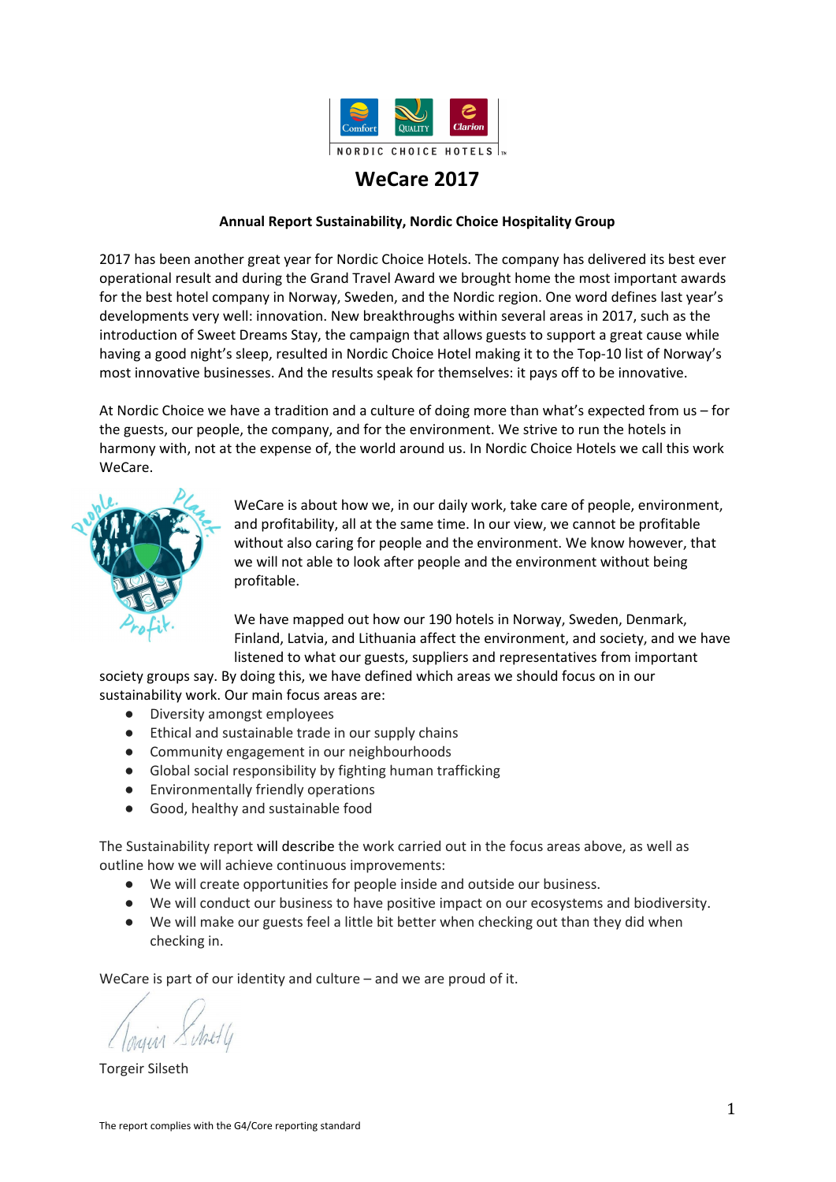# WeCare 2017

**Annual Report Sustainability, Nordic Choice Hospitality Group**

2017 has been another great year for Nordic Choice Hotels. The company has delivered its best ever operational result and during the Grand Travel Award we brought home the most important awards for the best hotel company in Norway, Sweden, and the Nordic region. One word defines last year's developments very well: innovation. New breakthroughs within several areas in 2017, such as the introduction of Sweet Dreams Stay, the campaign that allows guests to support a great cause while having a good night's sleep, resulted in Nordic Choice Hotel making it to the Top-10 list of Norway's most innovative businesses. And the results speak for themselves: it pays off to be innovative.

At Nordic Choice we have a tradition and a culture of doing more than what's expected from us – for the guests, our people, the company, and for the environment. We strive to run the hotels in harmony with, not at the expense of, the world around us. In Nordic Choice Hotels we call this work WeCare.

WeCare is about how we, in our daily work, take care of people, environment, and profitability, all at the same time. In our view, we cannot be profitable without also caring for people and the environment. We know however, that we will not able to look after people and the environment without being profitable.

We have mapped out how our 190 hotels in Norway, Sweden, Denmark, Finland, Latvia, and Lithuania affect the environment, and society, and we have listened to what our guests, suppliers and representatives from important society groups say. By doing this, we have defined which areas we should focus on in our sustainability work. Our main focus areas are:

- Diversity amongst employees
- Ethical and sustainable trade in our supply chains
- Community engagement in our neighbourhoods
- Global social responsibility by fighting human trafficking
- Environmentally friendly operations
- Good, healthy and sustainable food

The Sustainability report will describe the work carried out in the focus areas above, as well as outline how we will achieve continuous improvements:

- We will create opportunities for people inside and outside our business.
- We will conduct our business to have positive impact on our ecosystems and biodiversity.
- We will make our guests feel a little bit better when checking out than they did when checking in.

WeCare is part of our identity and culture – and we are proud of it.

Torgeir Silseth

The report complies with the G4/Core reporting standard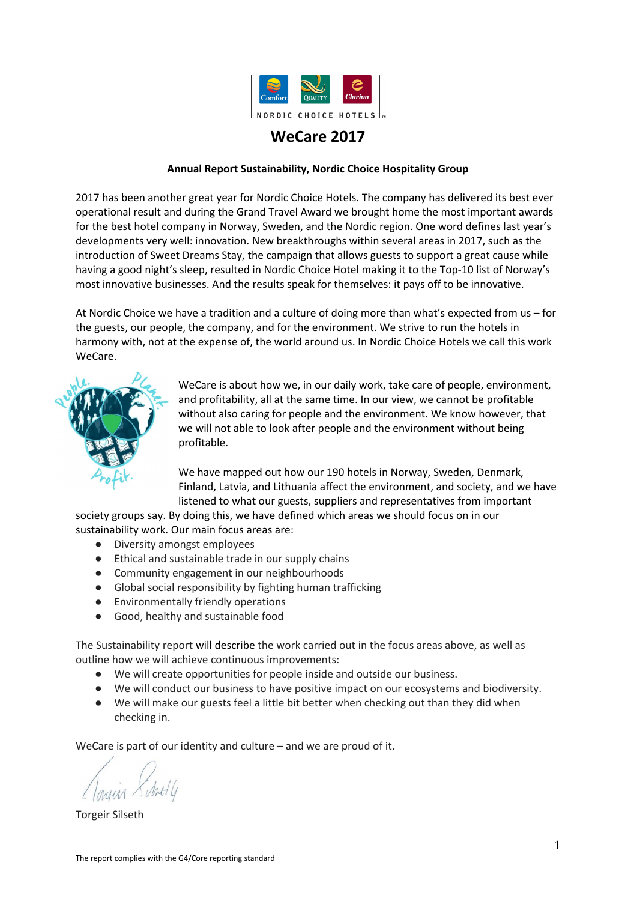# WeCare 2017

**Annual Report Sustainability, Nordic Choice Hospitality Group**

2017 has been another great year for Nordic Choice Hotels. The company has delivered its best ever operational result and during the Grand Travel Award we brought home the most important awards for the best hotel company in Norway, Sweden, and the Nordic region. One word defines last year's developments very well: innovation. New breakthroughs within several areas in 2017, such as the introduction of Sweet Dreams Stay, the campaign that allows guests to support a great cause while having a good night's sleep, resulted in Nordic Choice Hotel making it to the Top-10 list of Norway's most innovative businesses. And the results speak for themselves: it pays off to be innovative.

At Nordic Choice we have a tradition and a culture of doing more than what's expected from us – for the guests, our people, the company, and for the environment. We strive to run the hotels in harmony with, not at the expense of, the world around us. In Nordic Choice Hotels we call this work WeCare.

WeCare is about how we, in our daily work, take care of people, environment, and profitability, all at the same time. In our view, we cannot be profitable without also caring for people and the environment. We know however, that we will not able to look after people and the environment without being profitable.

We have mapped out how our 190 hotels in Norway, Sweden, Denmark, Finland, Latvia, and Lithuania affect the environment, and society, and we have listened to what our guests, suppliers and representatives from important society groups say. By doing this, we have defined which areas we should focus on in our sustainability work. Our main focus areas are:

- Diversity amongst employees
- Ethical and sustainable trade in our supply chains
- Community engagement in our neighbourhoods
- Global social responsibility by fighting human trafficking
- Environmentally friendly operations
- Good, healthy and sustainable food

The Sustainability report will describe the work carried out in the focus areas above, as well as outline how we will achieve continuous improvements:

- We will create opportunities for people inside and outside our business.
- We will conduct our business to have positive impact on our ecosystems and biodiversity.
- We will make our guests feel a little bit better when checking out than they did when checking in.

WeCare is part of our identity and culture – and we are proud of it.

Torgeir Silseth

The report complies with the G4/Core reporting standard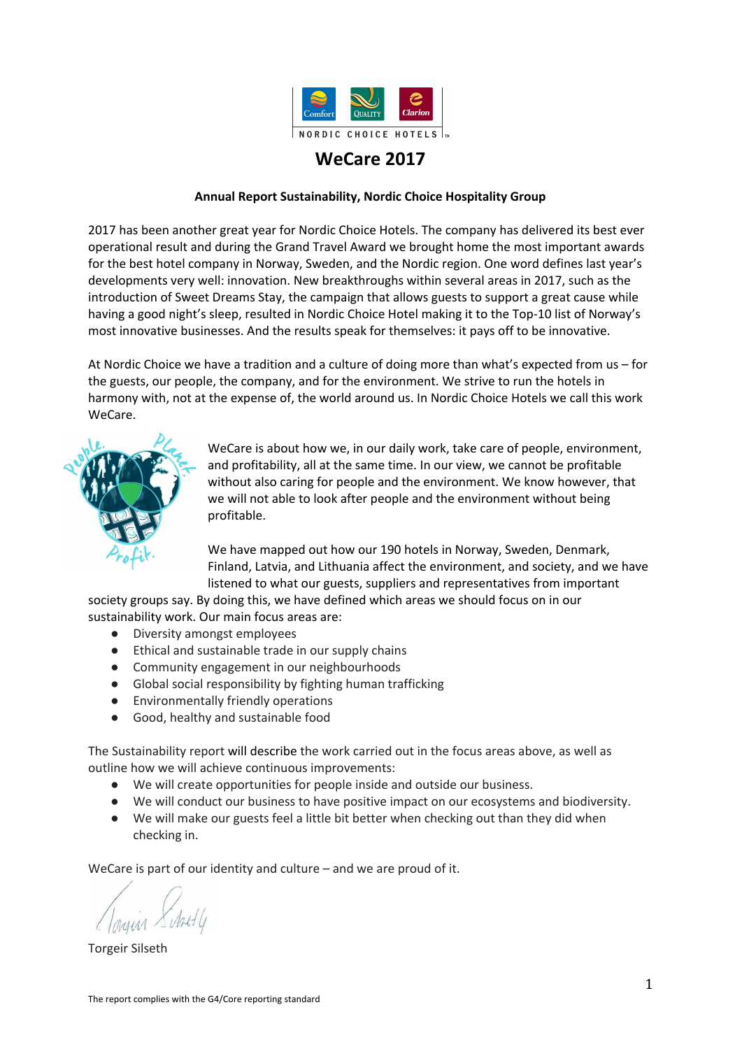# WeCare 2017

**Annual Report Sustainability, Nordic Choice Hospitality Group**

2017 has been another great year for Nordic Choice Hotels. The company has delivered its best ever operational result and during the Grand Travel Award we brought home the most important awards for the best hotel company in Norway, Sweden, and the Nordic region. One word defines last year's developments very well: innovation. New breakthroughs within several areas in 2017, such as the introduction of Sweet Dreams Stay, the campaign that allows guests to support a great cause while having a good night's sleep, resulted in Nordic Choice Hotel making it to the Top-10 list of Norway's most innovative businesses. And the results speak for themselves: it pays off to be innovative.

At Nordic Choice we have a tradition and a culture of doing more than what's expected from us – for the guests, our people, the company, and for the environment. We strive to run the hotels in harmony with, not at the expense of, the world around us. In Nordic Choice Hotels we call this work WeCare.

WeCare is about how we, in our daily work, take care of people, environment, and profitability, all at the same time. In our view, we cannot be profitable without also caring for people and the environment. We know however, that we will not able to look after people and the environment without being profitable.

We have mapped out how our 190 hotels in Norway, Sweden, Denmark, Finland, Latvia, and Lithuania affect the environment, and society, and we have listened to what our guests, suppliers and representatives from important society groups say. By doing this, we have defined which areas we should focus on in our sustainability work. Our main focus areas are:

- Diversity amongst employees
- Ethical and sustainable trade in our supply chains
- Community engagement in our neighbourhoods
- Global social responsibility by fighting human trafficking
- Environmentally friendly operations
- Good, healthy and sustainable food

The Sustainability report will describe the work carried out in the focus areas above, as well as outline how we will achieve continuous improvements:

- We will create opportunities for people inside and outside our business.
- We will conduct our business to have positive impact on our ecosystems and biodiversity.
- We will make our guests feel a little bit better when checking out than they did when checking in.

WeCare is part of our identity and culture – and we are proud of it.

Torgeir Silseth

The report complies with the G4/Core reporting standard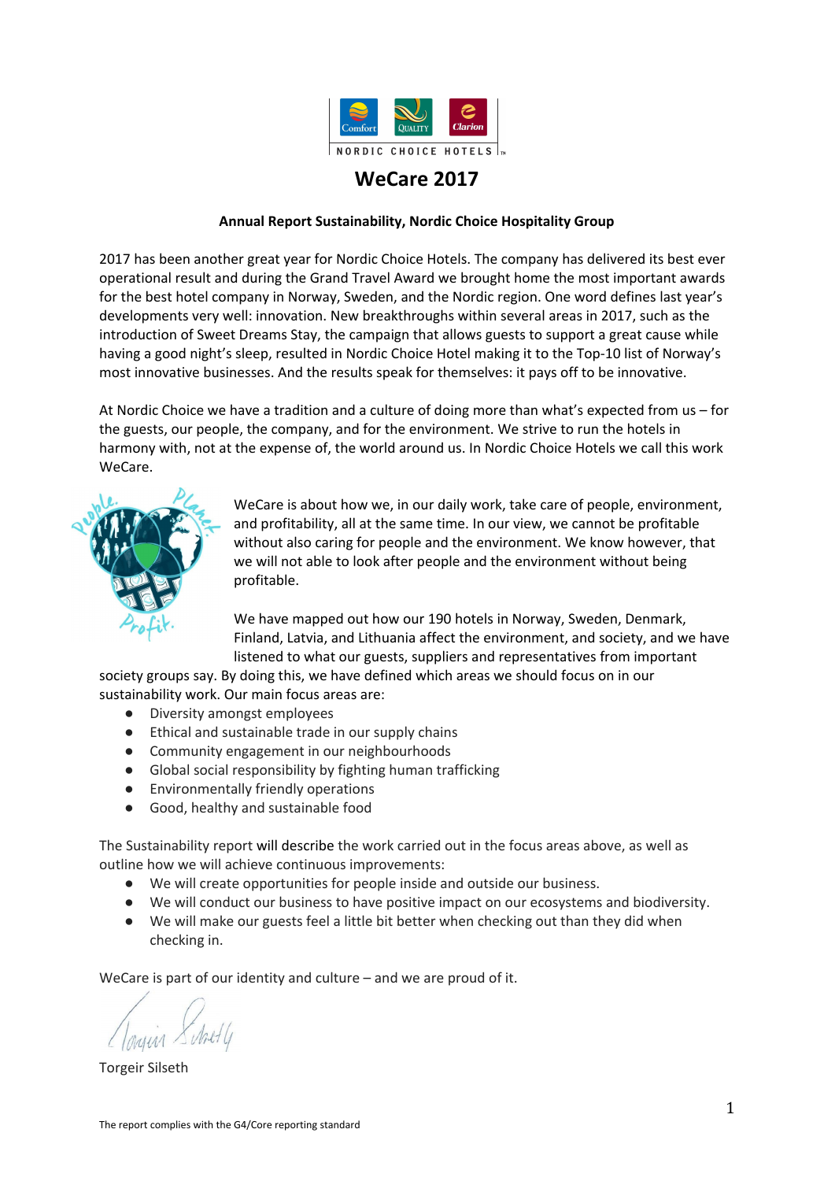# WeCare 2017

**Annual Report Sustainability, Nordic Choice Hospitality Group**

2017 has been another great year for Nordic Choice Hotels. The company has delivered its best ever operational result and during the Grand Travel Award we brought home the most important awards for the best hotel company in Norway, Sweden, and the Nordic region. One word defines last year's developments very well: innovation. New breakthroughs within several areas in 2017, such as the introduction of Sweet Dreams Stay, the campaign that allows guests to support a great cause while having a good night's sleep, resulted in Nordic Choice Hotel making it to the Top-10 list of Norway's most innovative businesses. And the results speak for themselves: it pays off to be innovative.

At Nordic Choice we have a tradition and a culture of doing more than what's expected from us – for the guests, our people, the company, and for the environment. We strive to run the hotels in harmony with, not at the expense of, the world around us. In Nordic Choice Hotels we call this work WeCare.

WeCare is about how we, in our daily work, take care of people, environment, and profitability, all at the same time. In our view, we cannot be profitable without also caring for people and the environment. We know however, that we will not able to look after people and the environment without being profitable.

We have mapped out how our 190 hotels in Norway, Sweden, Denmark, Finland, Latvia, and Lithuania affect the environment, and society, and we have listened to what our guests, suppliers and representatives from important society groups say. By doing this, we have defined which areas we should focus on in our sustainability work. Our main focus areas are:

- Diversity amongst employees
- Ethical and sustainable trade in our supply chains
- Community engagement in our neighbourhoods
- Global social responsibility by fighting human trafficking
- Environmentally friendly operations
- Good, healthy and sustainable food

The Sustainability report will describe the work carried out in the focus areas above, as well as outline how we will achieve continuous improvements:

- We will create opportunities for people inside and outside our business.
- We will conduct our business to have positive impact on our ecosystems and biodiversity.
- We will make our guests feel a little bit better when checking out than they did when checking in.

WeCare is part of our identity and culture – and we are proud of it.

Torgeir Silseth

The report complies with the G4/Core reporting standard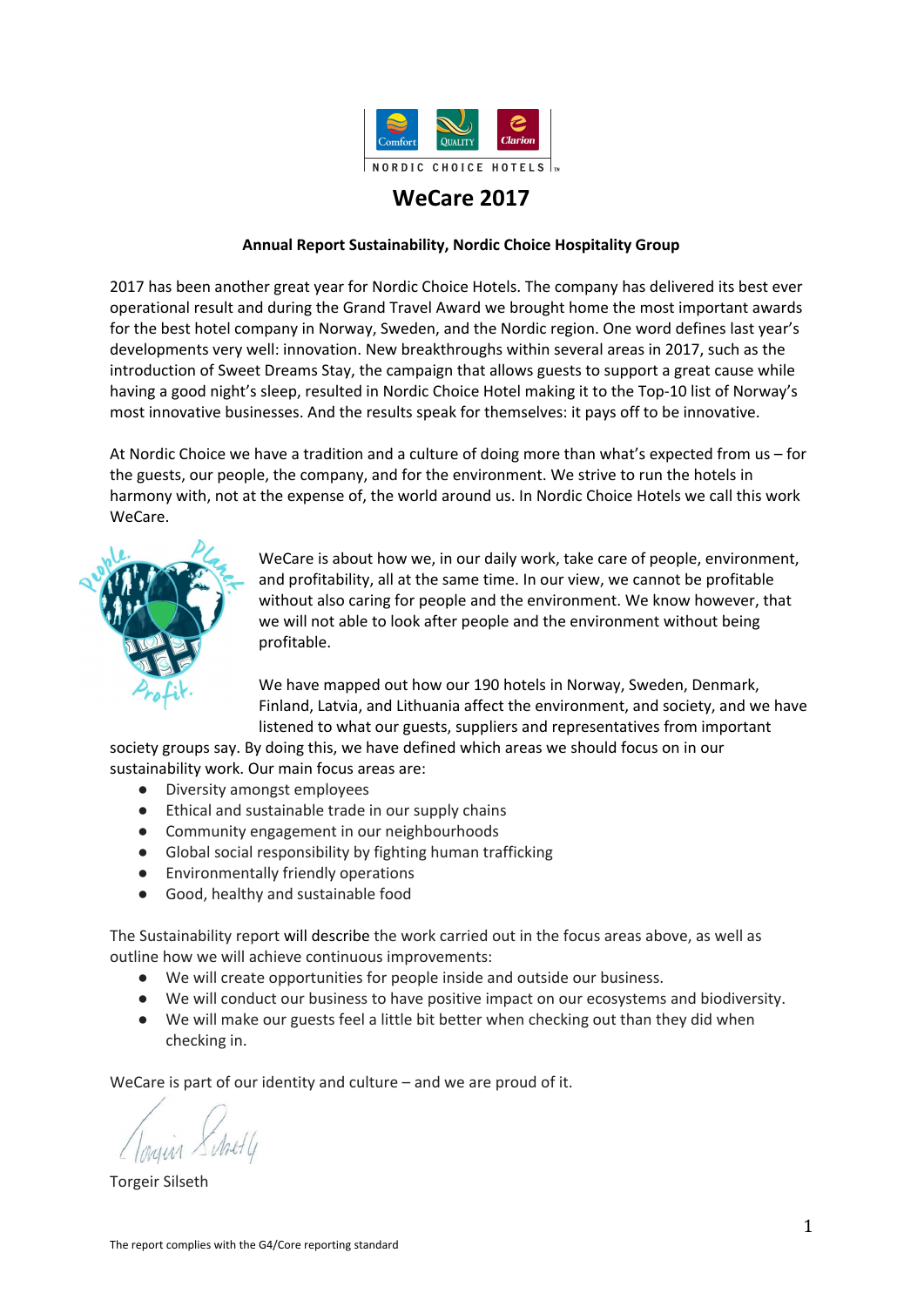# WeCare 2017

**Annual Report Sustainability, Nordic Choice Hospitality Group**

2017 has been another great year for Nordic Choice Hotels. The company has delivered its best ever operational result and during the Grand Travel Award we brought home the most important awards for the best hotel company in Norway, Sweden, and the Nordic region. One word defines last year's developments very well: innovation. New breakthroughs within several areas in 2017, such as the introduction of Sweet Dreams Stay, the campaign that allows guests to support a great cause while having a good night's sleep, resulted in Nordic Choice Hotel making it to the Top-10 list of Norway's most innovative businesses. And the results speak for themselves: it pays off to be innovative.

At Nordic Choice we have a tradition and a culture of doing more than what's expected from us – for the guests, our people, the company, and for the environment. We strive to run the hotels in harmony with, not at the expense of, the world around us. In Nordic Choice Hotels we call this work WeCare.

WeCare is about how we, in our daily work, take care of people, environment, and profitability, all at the same time. In our view, we cannot be profitable without also caring for people and the environment. We know however, that we will not able to look after people and the environment without being profitable.

We have mapped out how our 190 hotels in Norway, Sweden, Denmark, Finland, Latvia, and Lithuania affect the environment, and society, and we have listened to what our guests, suppliers and representatives from important society groups say. By doing this, we have defined which areas we should focus on in our sustainability work. Our main focus areas are:

- Diversity amongst employees
- Ethical and sustainable trade in our supply chains
- Community engagement in our neighbourhoods
- Global social responsibility by fighting human trafficking
- Environmentally friendly operations
- Good, healthy and sustainable food

The Sustainability report will describe the work carried out in the focus areas above, as well as outline how we will achieve continuous improvements:

- We will create opportunities for people inside and outside our business.
- We will conduct our business to have positive impact on our ecosystems and biodiversity.
- We will make our guests feel a little bit better when checking out than they did when checking in.

WeCare is part of our identity and culture – and we are proud of it.

Torgeir Silseth

The report complies with the G4/Core reporting standard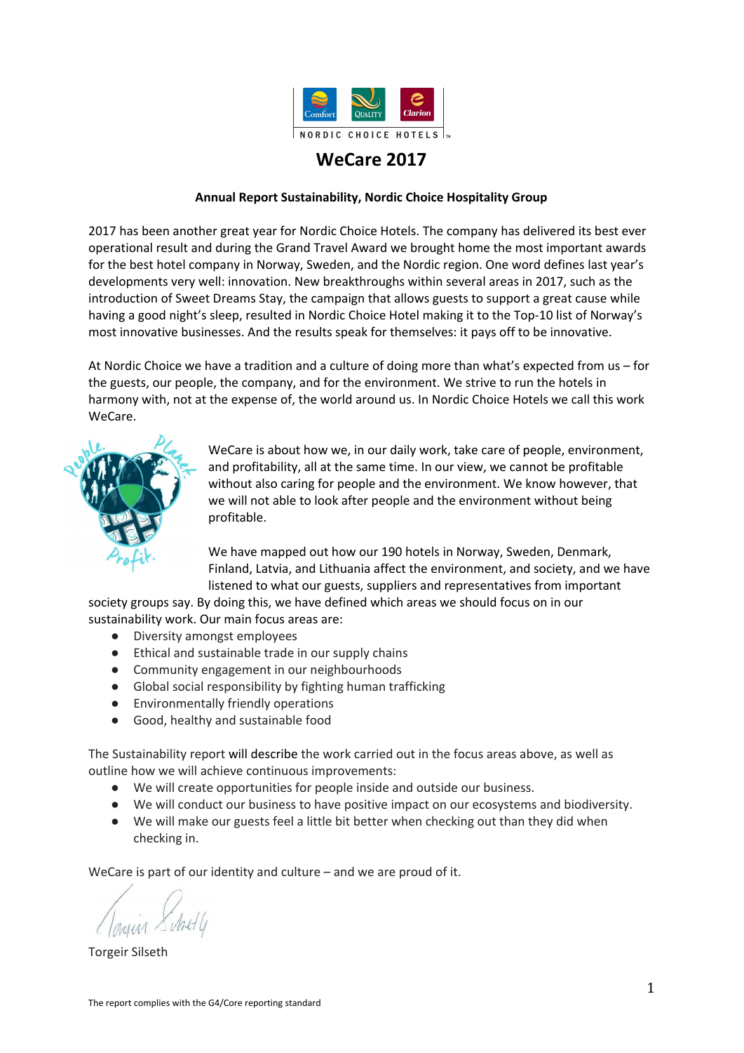# WeCare 2017

**Annual Report Sustainability, Nordic Choice Hospitality Group**

2017 has been another great year for Nordic Choice Hotels. The company has delivered its best ever operational result and during the Grand Travel Award we brought home the most important awards for the best hotel company in Norway, Sweden, and the Nordic region. One word defines last year's developments very well: innovation. New breakthroughs within several areas in 2017, such as the introduction of Sweet Dreams Stay, the campaign that allows guests to support a great cause while having a good night's sleep, resulted in Nordic Choice Hotel making it to the Top-10 list of Norway's most innovative businesses. And the results speak for themselves: it pays off to be innovative.

At Nordic Choice we have a tradition and a culture of doing more than what's expected from us – for the guests, our people, the company, and for the environment. We strive to run the hotels in harmony with, not at the expense of, the world around us. In Nordic Choice Hotels we call this work WeCare.

WeCare is about how we, in our daily work, take care of people, environment, and profitability, all at the same time. In our view, we cannot be profitable without also caring for people and the environment. We know however, that we will not able to look after people and the environment without being profitable.

We have mapped out how our 190 hotels in Norway, Sweden, Denmark, Finland, Latvia, and Lithuania affect the environment, and society, and we have listened to what our guests, suppliers and representatives from important society groups say. By doing this, we have defined which areas we should focus on in our sustainability work. Our main focus areas are:

- Diversity amongst employees
- Ethical and sustainable trade in our supply chains
- Community engagement in our neighbourhoods
- Global social responsibility by fighting human trafficking
- Environmentally friendly operations
- Good, healthy and sustainable food

The Sustainability report will describe the work carried out in the focus areas above, as well as outline how we will achieve continuous improvements:

- We will create opportunities for people inside and outside our business.
- We will conduct our business to have positive impact on our ecosystems and biodiversity.
- We will make our guests feel a little bit better when checking out than they did when checking in.

WeCare is part of our identity and culture – and we are proud of it.

Torgeir Silseth

The report complies with the G4/Core reporting standard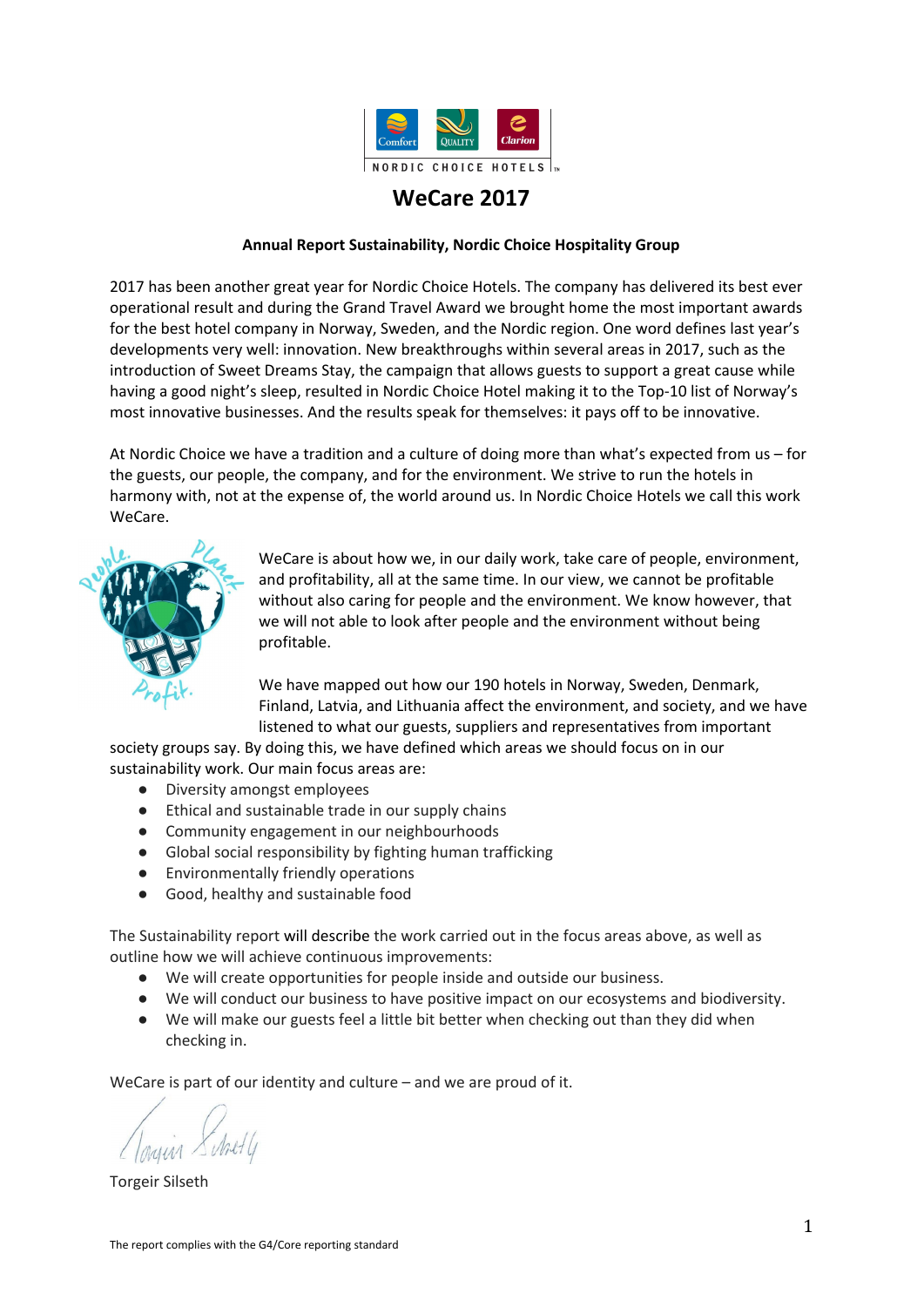# WeCare 2017

**Annual Report Sustainability, Nordic Choice Hospitality Group**

2017 has been another great year for Nordic Choice Hotels. The company has delivered its best ever operational result and during the Grand Travel Award we brought home the most important awards for the best hotel company in Norway, Sweden, and the Nordic region. One word defines last year's developments very well: innovation. New breakthroughs within several areas in 2017, such as the introduction of Sweet Dreams Stay, the campaign that allows guests to support a great cause while having a good night's sleep, resulted in Nordic Choice Hotel making it to the Top-10 list of Norway's most innovative businesses. And the results speak for themselves: it pays off to be innovative.

At Nordic Choice we have a tradition and a culture of doing more than what's expected from us – for the guests, our people, the company, and for the environment. We strive to run the hotels in harmony with, not at the expense of, the world around us. In Nordic Choice Hotels we call this work WeCare.

WeCare is about how we, in our daily work, take care of people, environment, and profitability, all at the same time. In our view, we cannot be profitable without also caring for people and the environment. We know however, that we will not able to look after people and the environment without being profitable.

We have mapped out how our 190 hotels in Norway, Sweden, Denmark, Finland, Latvia, and Lithuania affect the environment, and society, and we have listened to what our guests, suppliers and representatives from important society groups say. By doing this, we have defined which areas we should focus on in our sustainability work. Our main focus areas are:

- Diversity amongst employees
- Ethical and sustainable trade in our supply chains
- Community engagement in our neighbourhoods
- Global social responsibility by fighting human trafficking
- Environmentally friendly operations
- Good, healthy and sustainable food

The Sustainability report will describe the work carried out in the focus areas above, as well as outline how we will achieve continuous improvements:

- We will create opportunities for people inside and outside our business.
- We will conduct our business to have positive impact on our ecosystems and biodiversity.
- We will make our guests feel a little bit better when checking out than they did when checking in.

WeCare is part of our identity and culture – and we are proud of it.

Torgeir Silseth

The report complies with the G4/Core reporting standard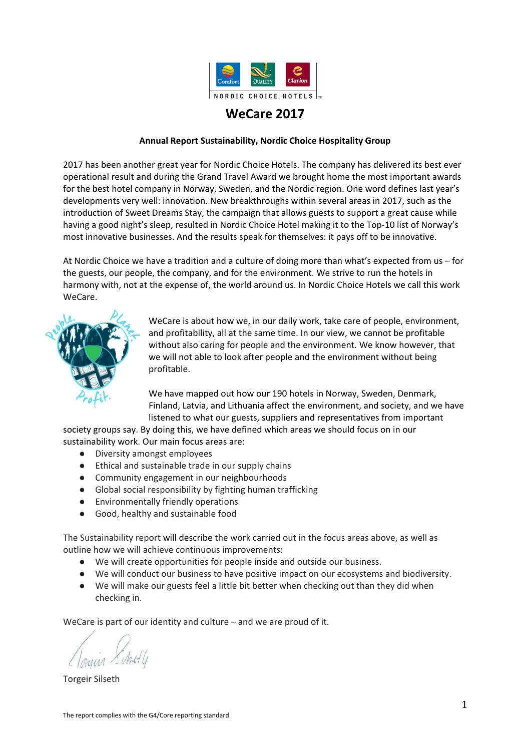# WeCare 2017

**Annual Report Sustainability, Nordic Choice Hospitality Group**

2017 has been another great year for Nordic Choice Hotels. The company has delivered its best ever operational result and during the Grand Travel Award we brought home the most important awards for the best hotel company in Norway, Sweden, and the Nordic region. One word defines last year's developments very well: innovation. New breakthroughs within several areas in 2017, such as the introduction of Sweet Dreams Stay, the campaign that allows guests to support a great cause while having a good night's sleep, resulted in Nordic Choice Hotel making it to the Top-10 list of Norway's most innovative businesses. And the results speak for themselves: it pays off to be innovative.

At Nordic Choice we have a tradition and a culture of doing more than what's expected from us – for the guests, our people, the company, and for the environment. We strive to run the hotels in harmony with, not at the expense of, the world around us. In Nordic Choice Hotels we call this work WeCare.

WeCare is about how we, in our daily work, take care of people, environment, and profitability, all at the same time. In our view, we cannot be profitable without also caring for people and the environment. We know however, that we will not able to look after people and the environment without being profitable.

We have mapped out how our 190 hotels in Norway, Sweden, Denmark, Finland, Latvia, and Lithuania affect the environment, and society, and we have listened to what our guests, suppliers and representatives from important society groups say. By doing this, we have defined which areas we should focus on in our sustainability work. Our main focus areas are:

- Diversity amongst employees
- Ethical and sustainable trade in our supply chains
- Community engagement in our neighbourhoods
- Global social responsibility by fighting human trafficking
- Environmentally friendly operations
- Good, healthy and sustainable food

The Sustainability report will describe the work carried out in the focus areas above, as well as outline how we will achieve continuous improvements:

- We will create opportunities for people inside and outside our business.
- We will conduct our business to have positive impact on our ecosystems and biodiversity.
- We will make our guests feel a little bit better when checking out than they did when checking in.

WeCare is part of our identity and culture – and we are proud of it.

Torgeir Silseth

The report complies with the G4/Core reporting standard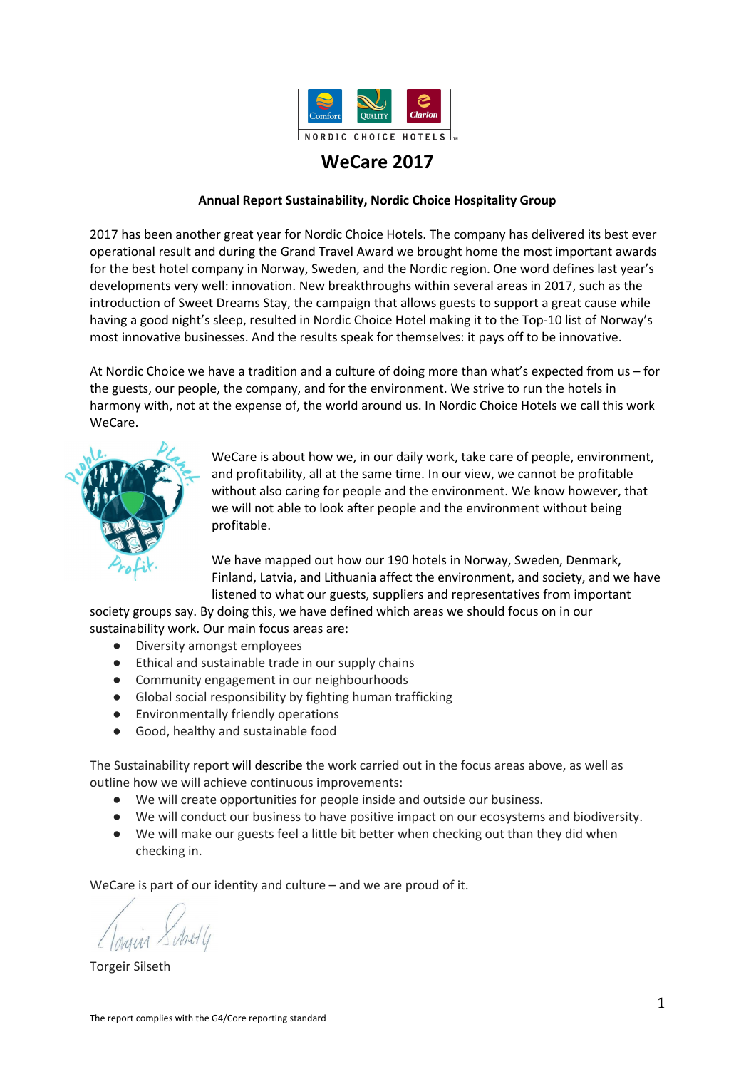# WeCare 2017

**Annual Report Sustainability, Nordic Choice Hospitality Group**

2017 has been another great year for Nordic Choice Hotels. The company has delivered its best ever operational result and during the Grand Travel Award we brought home the most important awards for the best hotel company in Norway, Sweden, and the Nordic region. One word defines last year's developments very well: innovation. New breakthroughs within several areas in 2017, such as the introduction of Sweet Dreams Stay, the campaign that allows guests to support a great cause while having a good night's sleep, resulted in Nordic Choice Hotel making it to the Top-10 list of Norway's most innovative businesses. And the results speak for themselves: it pays off to be innovative.

At Nordic Choice we have a tradition and a culture of doing more than what's expected from us – for the guests, our people, the company, and for the environment. We strive to run the hotels in harmony with, not at the expense of, the world around us. In Nordic Choice Hotels we call this work WeCare.

WeCare is about how we, in our daily work, take care of people, environment, and profitability, all at the same time. In our view, we cannot be profitable without also caring for people and the environment. We know however, that we will not able to look after people and the environment without being profitable.

We have mapped out how our 190 hotels in Norway, Sweden, Denmark, Finland, Latvia, and Lithuania affect the environment, and society, and we have listened to what our guests, suppliers and representatives from important society groups say. By doing this, we have defined which areas we should focus on in our sustainability work. Our main focus areas are:

- Diversity amongst employees
- Ethical and sustainable trade in our supply chains
- Community engagement in our neighbourhoods
- Global social responsibility by fighting human trafficking
- Environmentally friendly operations
- Good, healthy and sustainable food

The Sustainability report will describe the work carried out in the focus areas above, as well as outline how we will achieve continuous improvements:

- We will create opportunities for people inside and outside our business.
- We will conduct our business to have positive impact on our ecosystems and biodiversity.
- We will make our guests feel a little bit better when checking out than they did when checking in.

WeCare is part of our identity and culture – and we are proud of it.

Torgeir Silseth

The report complies with the G4/Core reporting standard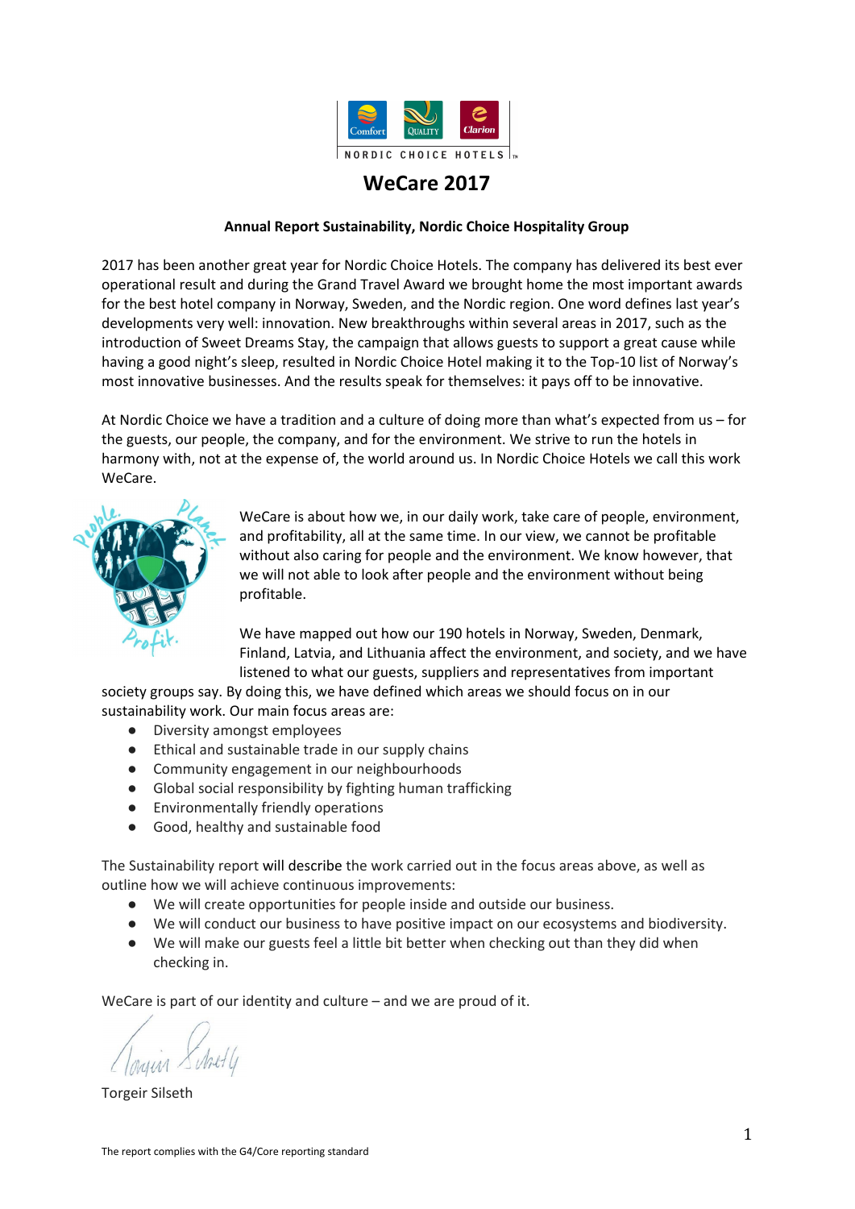# WeCare 2017

**Annual Report Sustainability, Nordic Choice Hospitality Group**

2017 has been another great year for Nordic Choice Hotels. The company has delivered its best ever operational result and during the Grand Travel Award we brought home the most important awards for the best hotel company in Norway, Sweden, and the Nordic region. One word defines last year's developments very well: innovation. New breakthroughs within several areas in 2017, such as the introduction of Sweet Dreams Stay, the campaign that allows guests to support a great cause while having a good night's sleep, resulted in Nordic Choice Hotel making it to the Top-10 list of Norway's most innovative businesses. And the results speak for themselves: it pays off to be innovative.

At Nordic Choice we have a tradition and a culture of doing more than what's expected from us – for the guests, our people, the company, and for the environment. We strive to run the hotels in harmony with, not at the expense of, the world around us. In Nordic Choice Hotels we call this work WeCare.

WeCare is about how we, in our daily work, take care of people, environment, and profitability, all at the same time. In our view, we cannot be profitable without also caring for people and the environment. We know however, that we will not able to look after people and the environment without being profitable.

We have mapped out how our 190 hotels in Norway, Sweden, Denmark, Finland, Latvia, and Lithuania affect the environment, and society, and we have listened to what our guests, suppliers and representatives from important society groups say. By doing this, we have defined which areas we should focus on in our sustainability work. Our main focus areas are:

- Diversity amongst employees
- Ethical and sustainable trade in our supply chains
- Community engagement in our neighbourhoods
- Global social responsibility by fighting human trafficking
- Environmentally friendly operations
- Good, healthy and sustainable food

The Sustainability report will describe the work carried out in the focus areas above, as well as outline how we will achieve continuous improvements:

- We will create opportunities for people inside and outside our business.
- We will conduct our business to have positive impact on our ecosystems and biodiversity.
- We will make our guests feel a little bit better when checking out than they did when checking in.

WeCare is part of our identity and culture – and we are proud of it.

Torgeir Silseth

The report complies with the G4/Core reporting standard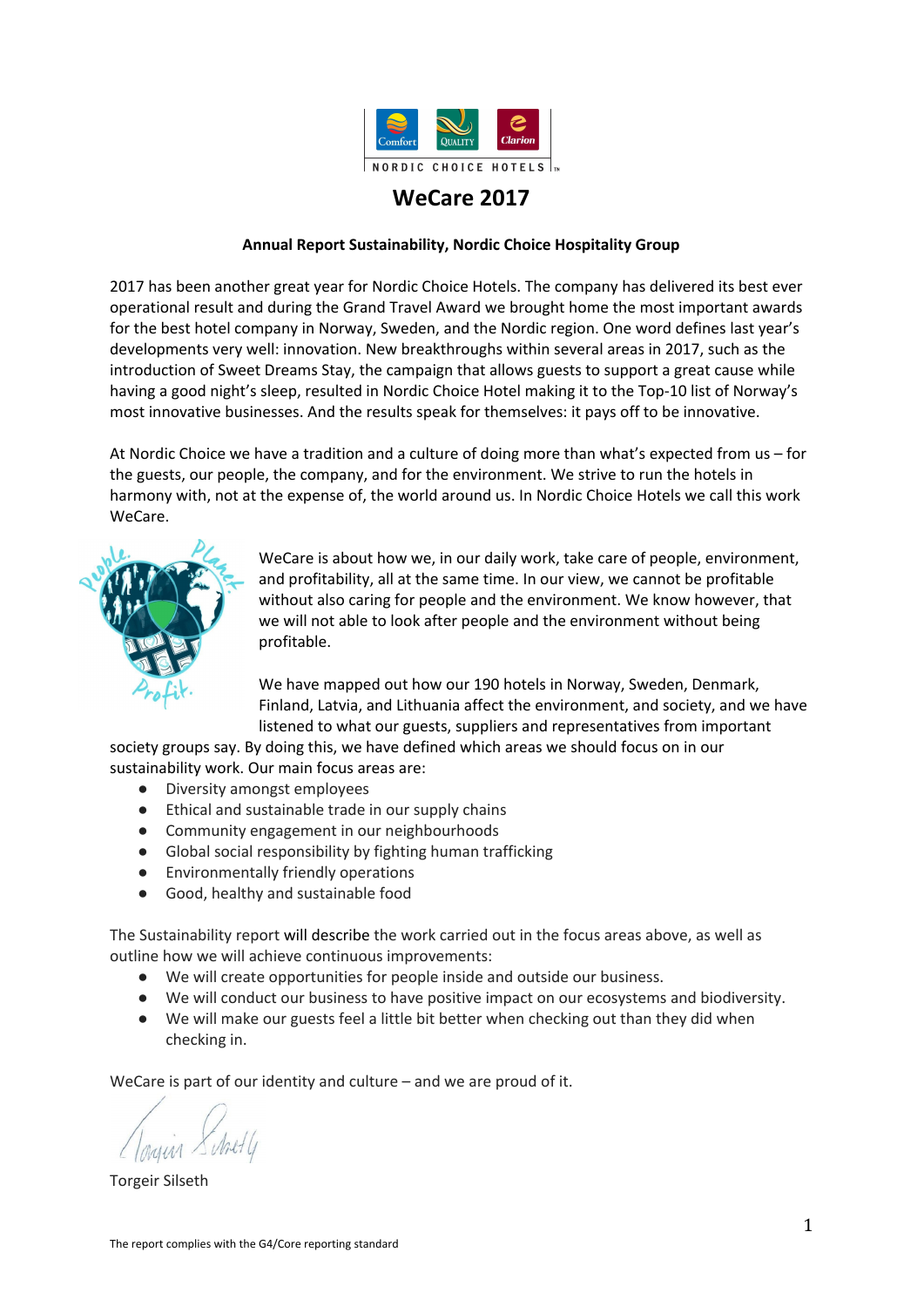# WeCare 2017

**Annual Report Sustainability, Nordic Choice Hospitality Group**

2017 has been another great year for Nordic Choice Hotels. The company has delivered its best ever operational result and during the Grand Travel Award we brought home the most important awards for the best hotel company in Norway, Sweden, and the Nordic region. One word defines last year's developments very well: innovation. New breakthroughs within several areas in 2017, such as the introduction of Sweet Dreams Stay, the campaign that allows guests to support a great cause while having a good night's sleep, resulted in Nordic Choice Hotel making it to the Top-10 list of Norway's most innovative businesses. And the results speak for themselves: it pays off to be innovative.

At Nordic Choice we have a tradition and a culture of doing more than what's expected from us – for the guests, our people, the company, and for the environment. We strive to run the hotels in harmony with, not at the expense of, the world around us. In Nordic Choice Hotels we call this work WeCare.

WeCare is about how we, in our daily work, take care of people, environment, and profitability, all at the same time. In our view, we cannot be profitable without also caring for people and the environment. We know however, that we will not able to look after people and the environment without being profitable.

We have mapped out how our 190 hotels in Norway, Sweden, Denmark, Finland, Latvia, and Lithuania affect the environment, and society, and we have listened to what our guests, suppliers and representatives from important society groups say. By doing this, we have defined which areas we should focus on in our sustainability work. Our main focus areas are:

- Diversity amongst employees
- Ethical and sustainable trade in our supply chains
- Community engagement in our neighbourhoods
- Global social responsibility by fighting human trafficking
- Environmentally friendly operations
- Good, healthy and sustainable food

The Sustainability report will describe the work carried out in the focus areas above, as well as outline how we will achieve continuous improvements:

- We will create opportunities for people inside and outside our business.
- We will conduct our business to have positive impact on our ecosystems and biodiversity.
- We will make our guests feel a little bit better when checking out than they did when checking in.

WeCare is part of our identity and culture – and we are proud of it.

Torgeir Silseth

The report complies with the G4/Core reporting standard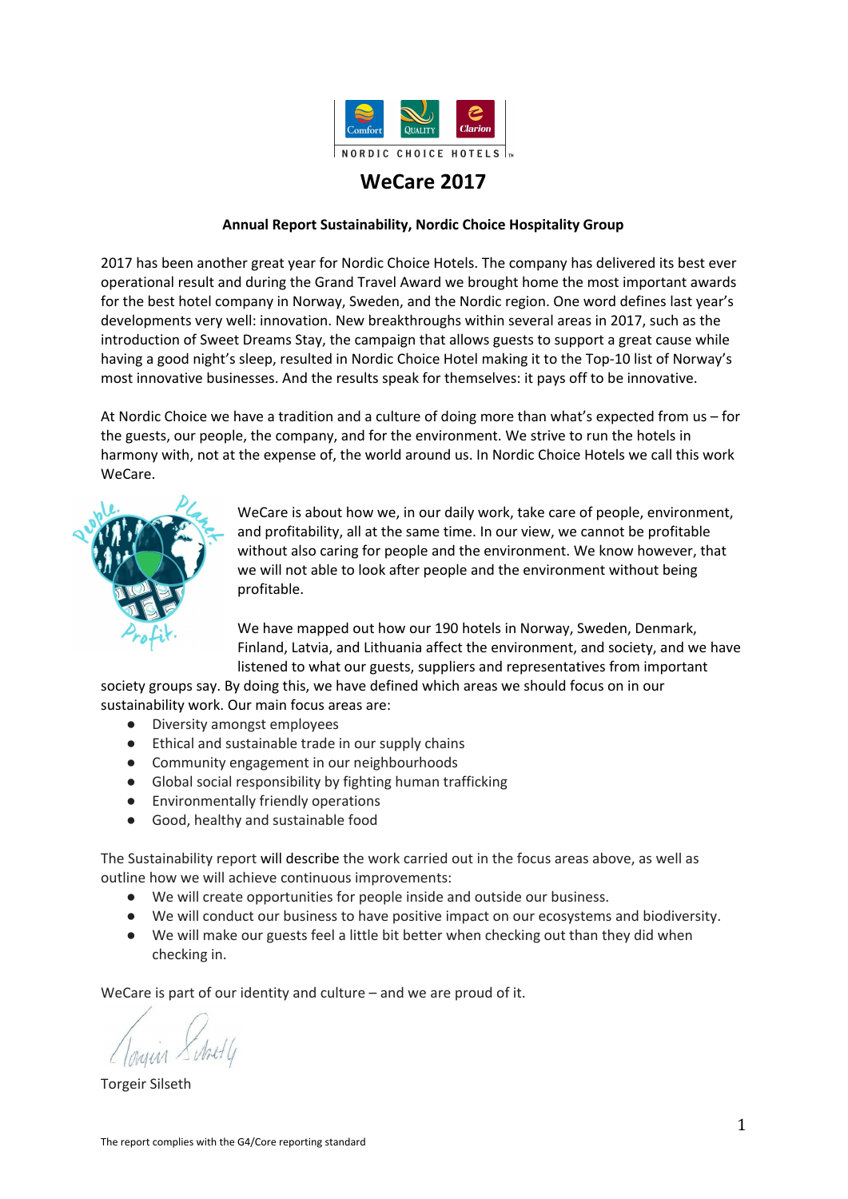# WeCare 2017

**Annual Report Sustainability, Nordic Choice Hospitality Group**

2017 has been another great year for Nordic Choice Hotels. The company has delivered its best ever operational result and during the Grand Travel Award we brought home the most important awards for the best hotel company in Norway, Sweden, and the Nordic region. One word defines last year's developments very well: innovation. New breakthroughs within several areas in 2017, such as the introduction of Sweet Dreams Stay, the campaign that allows guests to support a great cause while having a good night's sleep, resulted in Nordic Choice Hotel making it to the Top-10 list of Norway's most innovative businesses. And the results speak for themselves: it pays off to be innovative.

At Nordic Choice we have a tradition and a culture of doing more than what's expected from us – for the guests, our people, the company, and for the environment. We strive to run the hotels in harmony with, not at the expense of, the world around us. In Nordic Choice Hotels we call this work WeCare.

WeCare is about how we, in our daily work, take care of people, environment, and profitability, all at the same time. In our view, we cannot be profitable without also caring for people and the environment. We know however, that we will not able to look after people and the environment without being profitable.

We have mapped out how our 190 hotels in Norway, Sweden, Denmark, Finland, Latvia, and Lithuania affect the environment, and society, and we have listened to what our guests, suppliers and representatives from important society groups say. By doing this, we have defined which areas we should focus on in our sustainability work. Our main focus areas are:

- Diversity amongst employees
- Ethical and sustainable trade in our supply chains
- Community engagement in our neighbourhoods
- Global social responsibility by fighting human trafficking
- Environmentally friendly operations
- Good, healthy and sustainable food

The Sustainability report will describe the work carried out in the focus areas above, as well as outline how we will achieve continuous improvements:

- We will create opportunities for people inside and outside our business.
- We will conduct our business to have positive impact on our ecosystems and biodiversity.
- We will make our guests feel a little bit better when checking out than they did when checking in.

WeCare is part of our identity and culture – and we are proud of it.

Torgeir Silseth

The report complies with the G4/Core reporting standard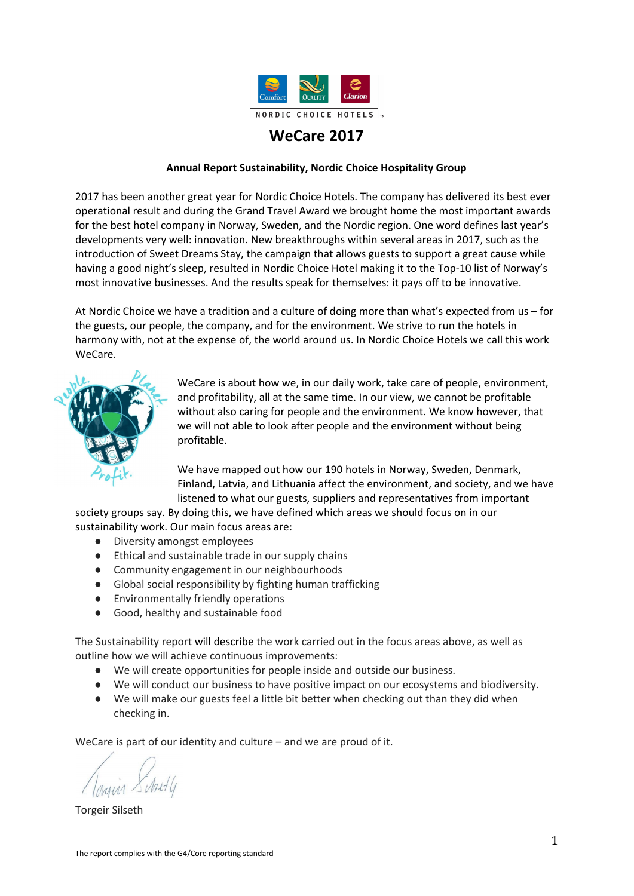# WeCare 2017

**Annual Report Sustainability, Nordic Choice Hospitality Group**

2017 has been another great year for Nordic Choice Hotels. The company has delivered its best ever operational result and during the Grand Travel Award we brought home the most important awards for the best hotel company in Norway, Sweden, and the Nordic region. One word defines last year's developments very well: innovation. New breakthroughs within several areas in 2017, such as the introduction of Sweet Dreams Stay, the campaign that allows guests to support a great cause while having a good night's sleep, resulted in Nordic Choice Hotel making it to the Top-10 list of Norway's most innovative businesses. And the results speak for themselves: it pays off to be innovative.

At Nordic Choice we have a tradition and a culture of doing more than what's expected from us – for the guests, our people, the company, and for the environment. We strive to run the hotels in harmony with, not at the expense of, the world around us. In Nordic Choice Hotels we call this work WeCare.

WeCare is about how we, in our daily work, take care of people, environment, and profitability, all at the same time. In our view, we cannot be profitable without also caring for people and the environment. We know however, that we will not able to look after people and the environment without being profitable.

We have mapped out how our 190 hotels in Norway, Sweden, Denmark, Finland, Latvia, and Lithuania affect the environment, and society, and we have listened to what our guests, suppliers and representatives from important society groups say. By doing this, we have defined which areas we should focus on in our sustainability work. Our main focus areas are:

- Diversity amongst employees
- Ethical and sustainable trade in our supply chains
- Community engagement in our neighbourhoods
- Global social responsibility by fighting human trafficking
- Environmentally friendly operations
- Good, healthy and sustainable food

The Sustainability report will describe the work carried out in the focus areas above, as well as outline how we will achieve continuous improvements:

- We will create opportunities for people inside and outside our business.
- We will conduct our business to have positive impact on our ecosystems and biodiversity.
- We will make our guests feel a little bit better when checking out than they did when checking in.

WeCare is part of our identity and culture – and we are proud of it.

Torgeir Silseth

The report complies with the G4/Core reporting standard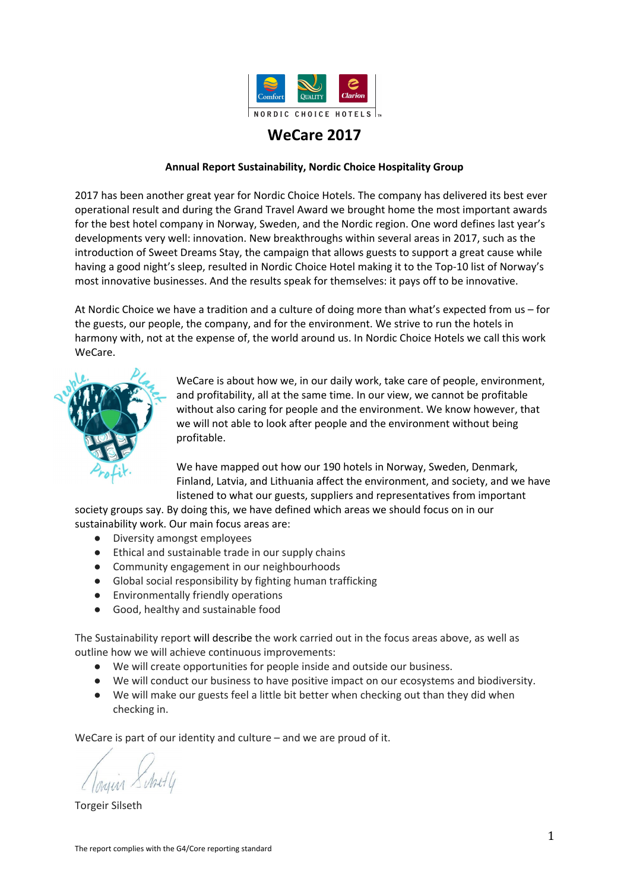# WeCare 2017

**Annual Report Sustainability, Nordic Choice Hospitality Group**

2017 has been another great year for Nordic Choice Hotels. The company has delivered its best ever operational result and during the Grand Travel Award we brought home the most important awards for the best hotel company in Norway, Sweden, and the Nordic region. One word defines last year's developments very well: innovation. New breakthroughs within several areas in 2017, such as the introduction of Sweet Dreams Stay, the campaign that allows guests to support a great cause while having a good night's sleep, resulted in Nordic Choice Hotel making it to the Top-10 list of Norway's most innovative businesses. And the results speak for themselves: it pays off to be innovative.

At Nordic Choice we have a tradition and a culture of doing more than what's expected from us – for the guests, our people, the company, and for the environment. We strive to run the hotels in harmony with, not at the expense of, the world around us. In Nordic Choice Hotels we call this work WeCare.

WeCare is about how we, in our daily work, take care of people, environment, and profitability, all at the same time. In our view, we cannot be profitable without also caring for people and the environment. We know however, that we will not able to look after people and the environment without being profitable.

We have mapped out how our 190 hotels in Norway, Sweden, Denmark, Finland, Latvia, and Lithuania affect the environment, and society, and we have listened to what our guests, suppliers and representatives from important society groups say. By doing this, we have defined which areas we should focus on in our sustainability work. Our main focus areas are:

- Diversity amongst employees
- Ethical and sustainable trade in our supply chains
- Community engagement in our neighbourhoods
- Global social responsibility by fighting human trafficking
- Environmentally friendly operations
- Good, healthy and sustainable food

The Sustainability report will describe the work carried out in the focus areas above, as well as outline how we will achieve continuous improvements:

- We will create opportunities for people inside and outside our business.
- We will conduct our business to have positive impact on our ecosystems and biodiversity.
- We will make our guests feel a little bit better when checking out than they did when checking in.

WeCare is part of our identity and culture – and we are proud of it.

Torgeir Silseth

The report complies with the G4/Core reporting standard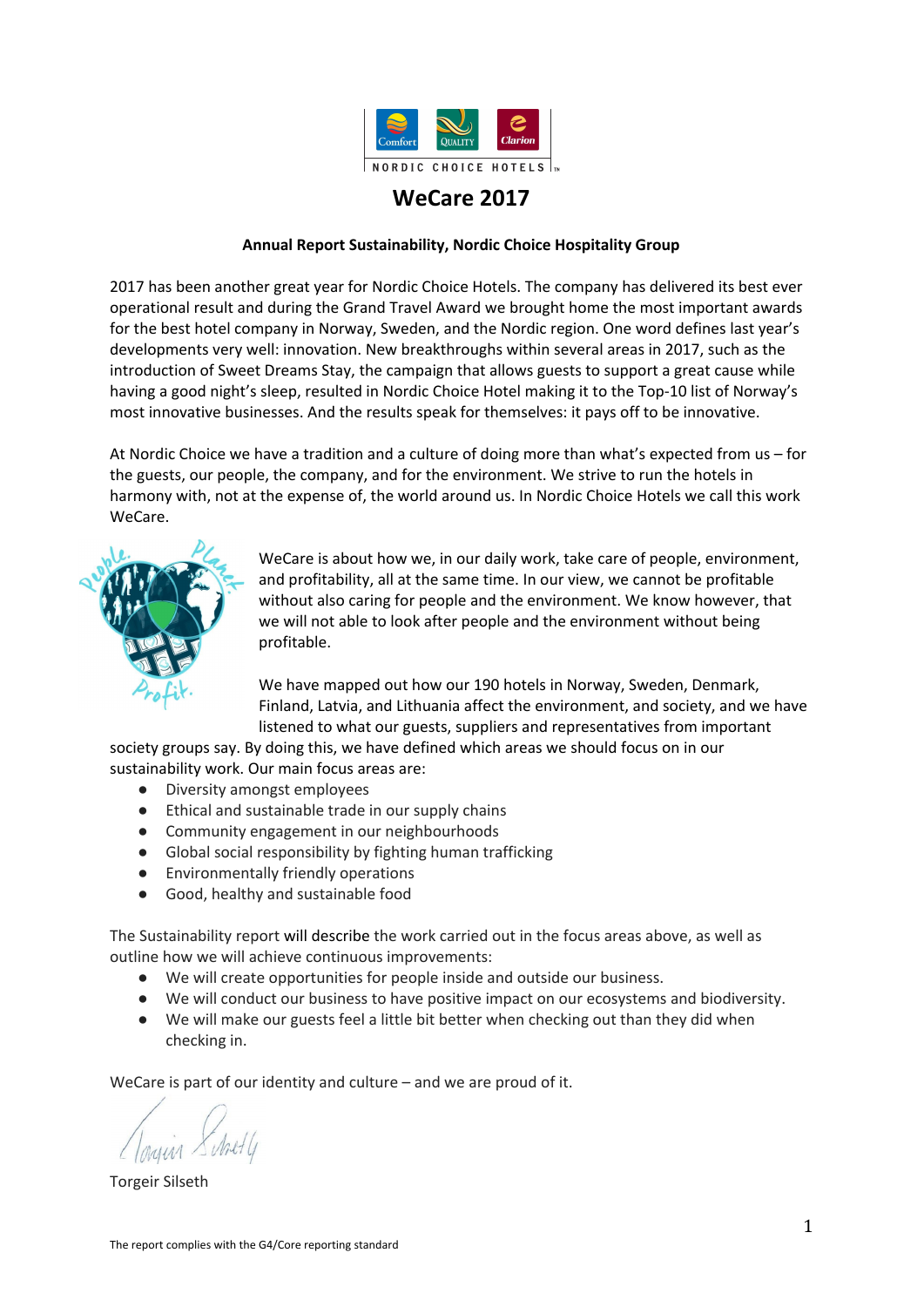# WeCare 2017

**Annual Report Sustainability, Nordic Choice Hospitality Group**

2017 has been another great year for Nordic Choice Hotels. The company has delivered its best ever operational result and during the Grand Travel Award we brought home the most important awards for the best hotel company in Norway, Sweden, and the Nordic region. One word defines last year's developments very well: innovation. New breakthroughs within several areas in 2017, such as the introduction of Sweet Dreams Stay, the campaign that allows guests to support a great cause while having a good night's sleep, resulted in Nordic Choice Hotel making it to the Top-10 list of Norway's most innovative businesses. And the results speak for themselves: it pays off to be innovative.

At Nordic Choice we have a tradition and a culture of doing more than what's expected from us – for the guests, our people, the company, and for the environment. We strive to run the hotels in harmony with, not at the expense of, the world around us. In Nordic Choice Hotels we call this work WeCare.

WeCare is about how we, in our daily work, take care of people, environment, and profitability, all at the same time. In our view, we cannot be profitable without also caring for people and the environment. We know however, that we will not able to look after people and the environment without being profitable.

We have mapped out how our 190 hotels in Norway, Sweden, Denmark, Finland, Latvia, and Lithuania affect the environment, and society, and we have listened to what our guests, suppliers and representatives from important society groups say. By doing this, we have defined which areas we should focus on in our sustainability work. Our main focus areas are:

- Diversity amongst employees
- Ethical and sustainable trade in our supply chains
- Community engagement in our neighbourhoods
- Global social responsibility by fighting human trafficking
- Environmentally friendly operations
- Good, healthy and sustainable food

The Sustainability report will describe the work carried out in the focus areas above, as well as outline how we will achieve continuous improvements:

- We will create opportunities for people inside and outside our business.
- We will conduct our business to have positive impact on our ecosystems and biodiversity.
- We will make our guests feel a little bit better when checking out than they did when checking in.

WeCare is part of our identity and culture – and we are proud of it.

Torgeir Silseth

The report complies with the G4/Core reporting standard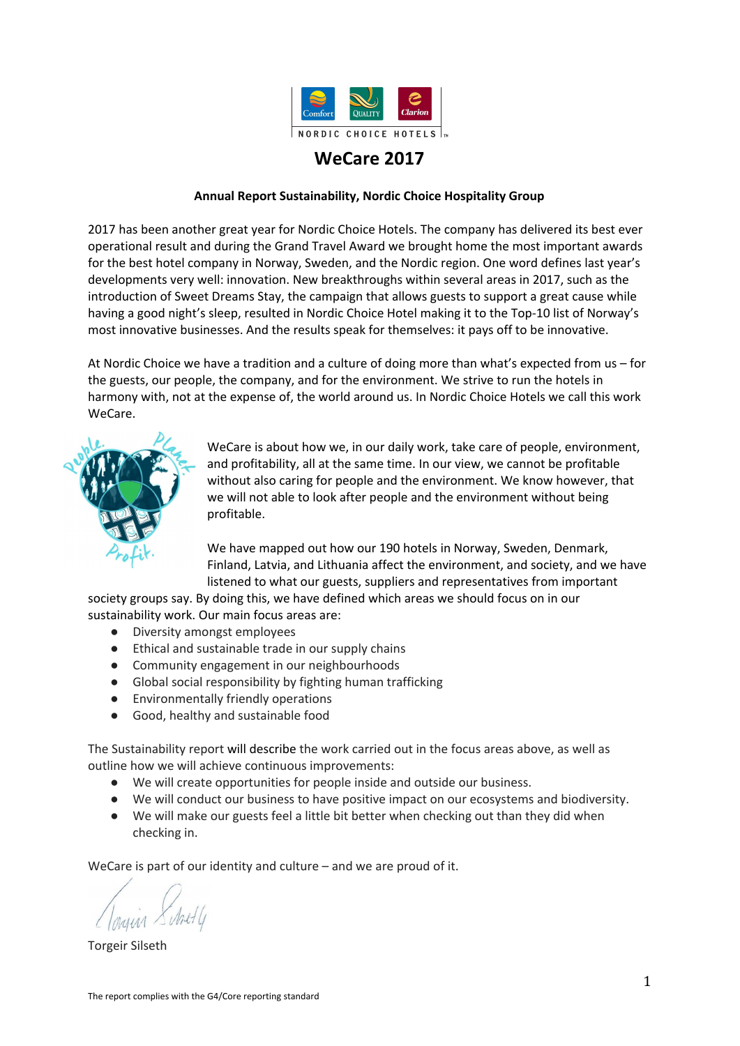# WeCare 2017

**Annual Report Sustainability, Nordic Choice Hospitality Group**

2017 has been another great year for Nordic Choice Hotels. The company has delivered its best ever operational result and during the Grand Travel Award we brought home the most important awards for the best hotel company in Norway, Sweden, and the Nordic region. One word defines last year's developments very well: innovation. New breakthroughs within several areas in 2017, such as the introduction of Sweet Dreams Stay, the campaign that allows guests to support a great cause while having a good night's sleep, resulted in Nordic Choice Hotel making it to the Top-10 list of Norway's most innovative businesses. And the results speak for themselves: it pays off to be innovative.

At Nordic Choice we have a tradition and a culture of doing more than what's expected from us – for the guests, our people, the company, and for the environment. We strive to run the hotels in harmony with, not at the expense of, the world around us. In Nordic Choice Hotels we call this work WeCare.

WeCare is about how we, in our daily work, take care of people, environment, and profitability, all at the same time. In our view, we cannot be profitable without also caring for people and the environment. We know however, that we will not able to look after people and the environment without being profitable.

We have mapped out how our 190 hotels in Norway, Sweden, Denmark, Finland, Latvia, and Lithuania affect the environment, and society, and we have listened to what our guests, suppliers and representatives from important society groups say. By doing this, we have defined which areas we should focus on in our sustainability work. Our main focus areas are:

- Diversity amongst employees
- Ethical and sustainable trade in our supply chains
- Community engagement in our neighbourhoods
- Global social responsibility by fighting human trafficking
- Environmentally friendly operations
- Good, healthy and sustainable food

The Sustainability report will describe the work carried out in the focus areas above, as well as outline how we will achieve continuous improvements:

- We will create opportunities for people inside and outside our business.
- We will conduct our business to have positive impact on our ecosystems and biodiversity.
- We will make our guests feel a little bit better when checking out than they did when checking in.

WeCare is part of our identity and culture – and we are proud of it.

Torgeir Silseth

The report complies with the G4/Core reporting standard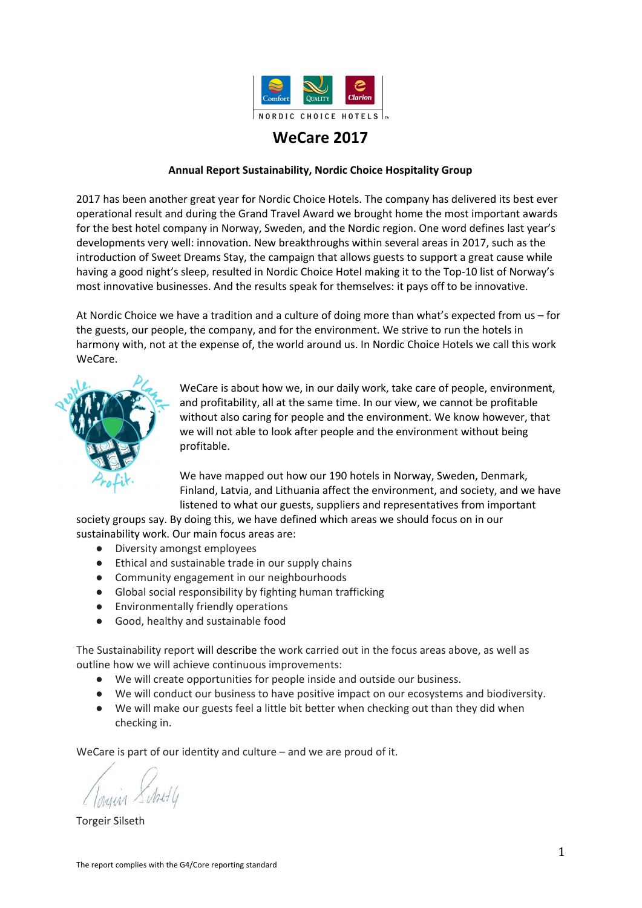# WeCare 2017

**Annual Report Sustainability, Nordic Choice Hospitality Group**

2017 has been another great year for Nordic Choice Hotels. The company has delivered its best ever operational result and during the Grand Travel Award we brought home the most important awards for the best hotel company in Norway, Sweden, and the Nordic region. One word defines last year's developments very well: innovation. New breakthroughs within several areas in 2017, such as the introduction of Sweet Dreams Stay, the campaign that allows guests to support a great cause while having a good night's sleep, resulted in Nordic Choice Hotel making it to the Top-10 list of Norway's most innovative businesses. And the results speak for themselves: it pays off to be innovative.

At Nordic Choice we have a tradition and a culture of doing more than what's expected from us – for the guests, our people, the company, and for the environment. We strive to run the hotels in harmony with, not at the expense of, the world around us. In Nordic Choice Hotels we call this work WeCare.

WeCare is about how we, in our daily work, take care of people, environment, and profitability, all at the same time. In our view, we cannot be profitable without also caring for people and the environment. We know however, that we will not able to look after people and the environment without being profitable.

We have mapped out how our 190 hotels in Norway, Sweden, Denmark, Finland, Latvia, and Lithuania affect the environment, and society, and we have listened to what our guests, suppliers and representatives from important society groups say. By doing this, we have defined which areas we should focus on in our sustainability work. Our main focus areas are:

- Diversity amongst employees
- Ethical and sustainable trade in our supply chains
- Community engagement in our neighbourhoods
- Global social responsibility by fighting human trafficking
- Environmentally friendly operations
- Good, healthy and sustainable food

The Sustainability report will describe the work carried out in the focus areas above, as well as outline how we will achieve continuous improvements:

- We will create opportunities for people inside and outside our business.
- We will conduct our business to have positive impact on our ecosystems and biodiversity.
- We will make our guests feel a little bit better when checking out than they did when checking in.

WeCare is part of our identity and culture – and we are proud of it.

Torgeir Silseth

The report complies with the G4/Core reporting standard